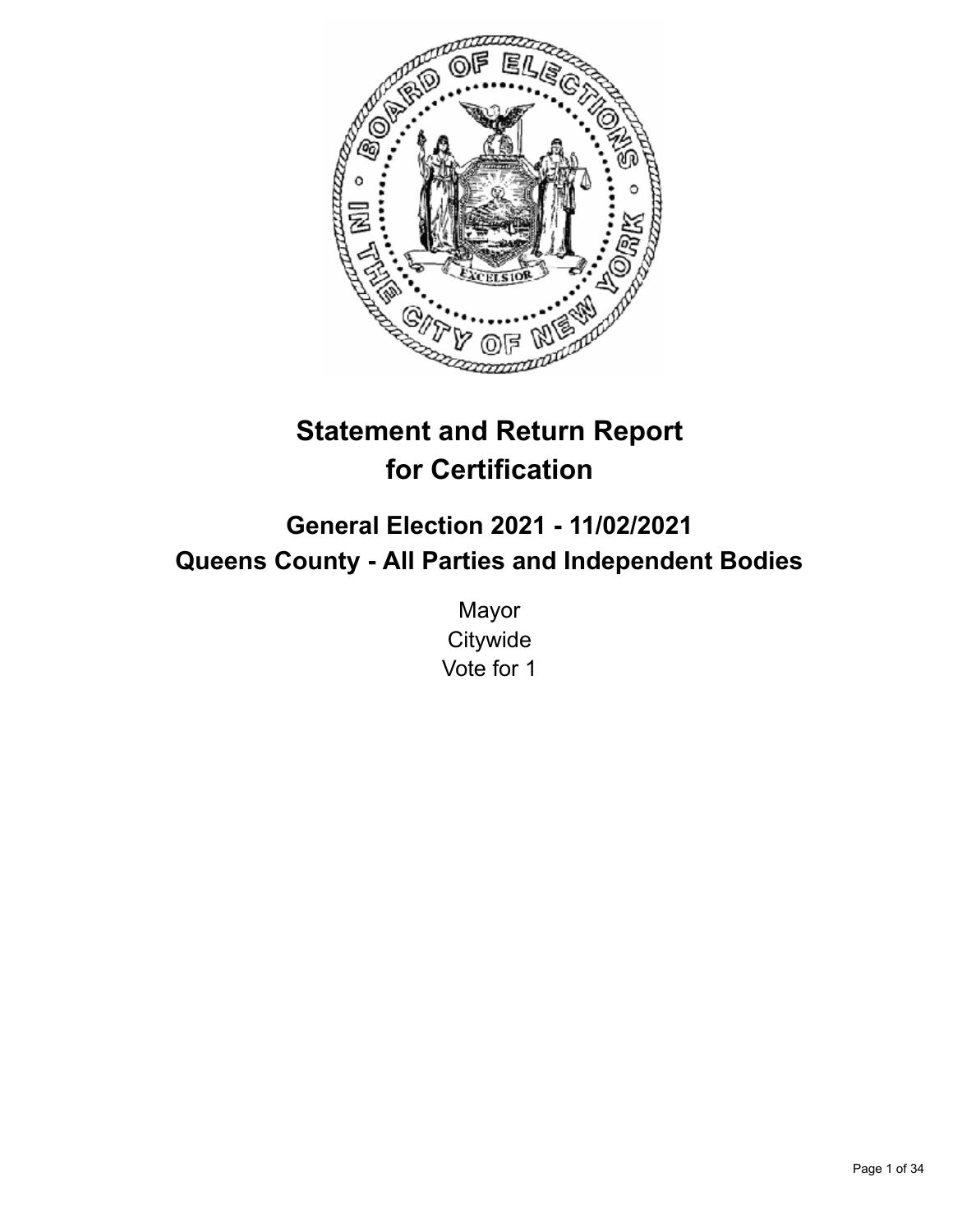# Statement and Return Report for Certification

## General Election 2021 - 11/02/2021
## Queens County - All Parties and Independent Bodies

Mayor
Citywide
Vote for 1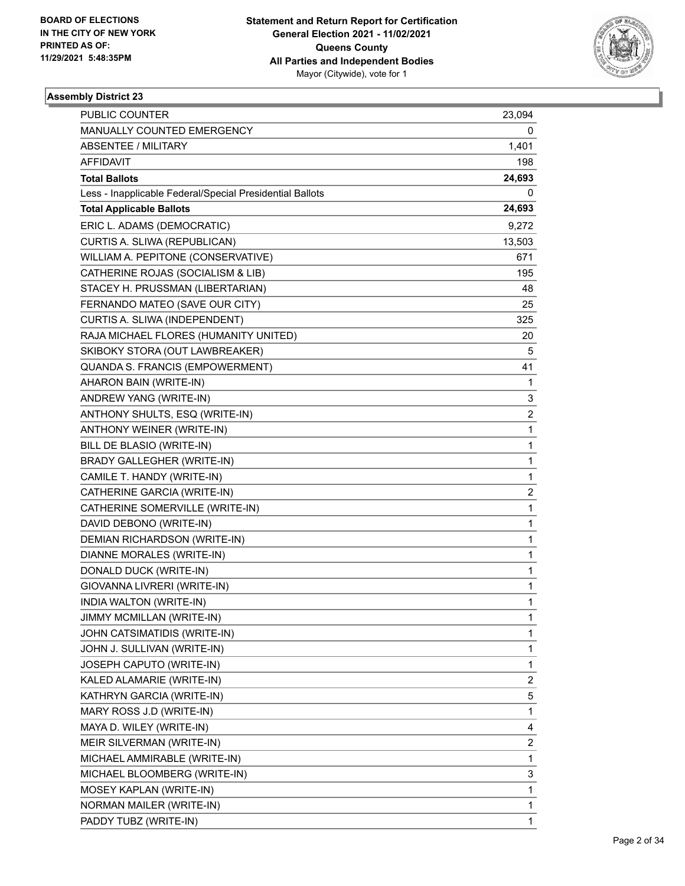BOARD OF ELECTIONS
IN THE CITY OF NEW YORK
PRINTED AS OF:
11/29/2021 5:48:35PM

**Statement and Return Report for Certification**
**General Election 2021 - 11/02/2021**
**Queens County**
**All Parties and Independent Bodies**
Mayor (Citywide), vote for 1

### Assembly District 23

| | |
|---|---|
| PUBLIC COUNTER | 23,094 |
| MANUALLY COUNTED EMERGENCY | 0 |
| ABSENTEE / MILITARY | 1,401 |
| AFFIDAVIT | 198 |
| **Total Ballots** | **24,693** |
| Less - Inapplicable Federal/Special Presidential Ballots | 0 |
| **Total Applicable Ballots** | **24,693** |
| ERIC L. ADAMS (DEMOCRATIC) | 9,272 |
| CURTIS A. SLIWA (REPUBLICAN) | 13,503 |
| WILLIAM A. PEPITONE (CONSERVATIVE) | 671 |
| CATHERINE ROJAS (SOCIALISM & LIB) | 195 |
| STACEY H. PRUSSMAN (LIBERTARIAN) | 48 |
| FERNANDO MATEO (SAVE OUR CITY) | 25 |
| CURTIS A. SLIWA (INDEPENDENT) | 325 |
| RAJA MICHAEL FLORES (HUMANITY UNITED) | 20 |
| SKIBOKY STORA (OUT LAWBREAKER) | 5 |
| QUANDA S. FRANCIS (EMPOWERMENT) | 41 |
| AHARON BAIN (WRITE-IN) | 1 |
| ANDREW YANG (WRITE-IN) | 3 |
| ANTHONY SHULTS, ESQ (WRITE-IN) | 2 |
| ANTHONY WEINER (WRITE-IN) | 1 |
| BILL DE BLASIO (WRITE-IN) | 1 |
| BRADY GALLEGHER (WRITE-IN) | 1 |
| CAMILE T. HANDY (WRITE-IN) | 1 |
| CATHERINE GARCIA (WRITE-IN) | 2 |
| CATHERINE SOMERVILLE (WRITE-IN) | 1 |
| DAVID DEBONO (WRITE-IN) | 1 |
| DEMIAN RICHARDSON (WRITE-IN) | 1 |
| DIANNE MORALES (WRITE-IN) | 1 |
| DONALD DUCK (WRITE-IN) | 1 |
| GIOVANNA LIVRERI (WRITE-IN) | 1 |
| INDIA WALTON (WRITE-IN) | 1 |
| JIMMY MCMILLAN (WRITE-IN) | 1 |
| JOHN CATSIMATIDIS (WRITE-IN) | 1 |
| JOHN J. SULLIVAN (WRITE-IN) | 1 |
| JOSEPH CAPUTO (WRITE-IN) | 1 |
| KALED ALAMARIE (WRITE-IN) | 2 |
| KATHRYN GARCIA (WRITE-IN) | 5 |
| MARY ROSS J.D (WRITE-IN) | 1 |
| MAYA D. WILEY (WRITE-IN) | 4 |
| MEIR SILVERMAN (WRITE-IN) | 2 |
| MICHAEL AMMIRABLE (WRITE-IN) | 1 |
| MICHAEL BLOOMBERG (WRITE-IN) | 3 |
| MOSEY KAPLAN (WRITE-IN) | 1 |
| NORMAN MAILER (WRITE-IN) | 1 |
| PADDY TUBZ (WRITE-IN) | 1 |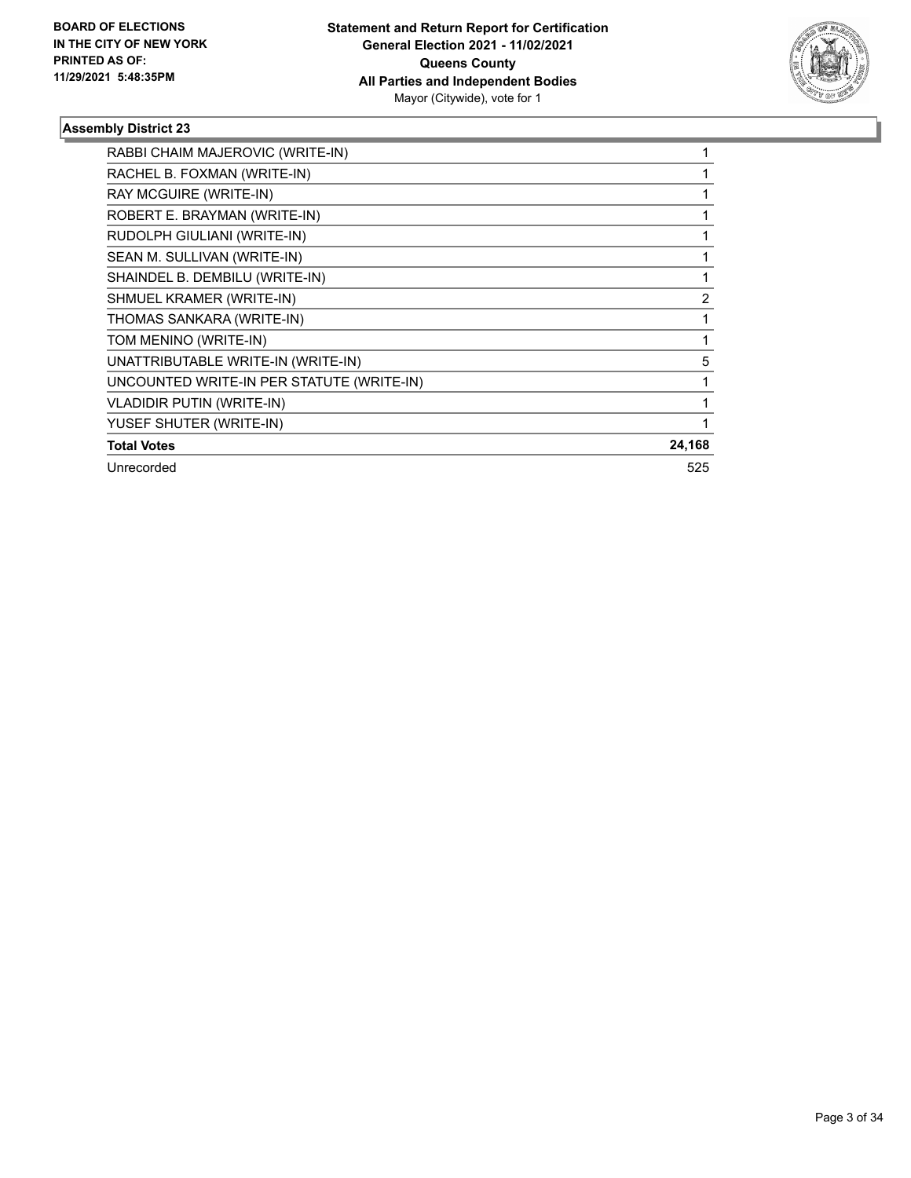**BOARD OF ELECTIONS**
**IN THE CITY OF NEW YORK**
**PRINTED AS OF:**
**11/29/2021 5:48:35PM**

**Statement and Return Report for Certification**
**General Election 2021 - 11/02/2021**
**Queens County**
**All Parties and Independent Bodies**
Mayor (Citywide), vote for 1

### Assembly District 23

| | |
|---|---|
| RABBI CHAIM MAJEROVIC (WRITE-IN) | 1 |
| RACHEL B. FOXMAN (WRITE-IN) | 1 |
| RAY MCGUIRE (WRITE-IN) | 1 |
| ROBERT E. BRAYMAN (WRITE-IN) | 1 |
| RUDOLPH GIULIANI (WRITE-IN) | 1 |
| SEAN M. SULLIVAN (WRITE-IN) | 1 |
| SHAINDEL B. DEMBILU (WRITE-IN) | 1 |
| SHMUEL KRAMER (WRITE-IN) | 2 |
| THOMAS SANKARA (WRITE-IN) | 1 |
| TOM MENINO (WRITE-IN) | 1 |
| UNATTRIBUTABLE WRITE-IN (WRITE-IN) | 5 |
| UNCOUNTED WRITE-IN PER STATUTE (WRITE-IN) | 1 |
| VLADIDIR PUTIN (WRITE-IN) | 1 |
| YUSEF SHUTER (WRITE-IN) | 1 |
| **Total Votes** | **24,168** |
| Unrecorded | 525 |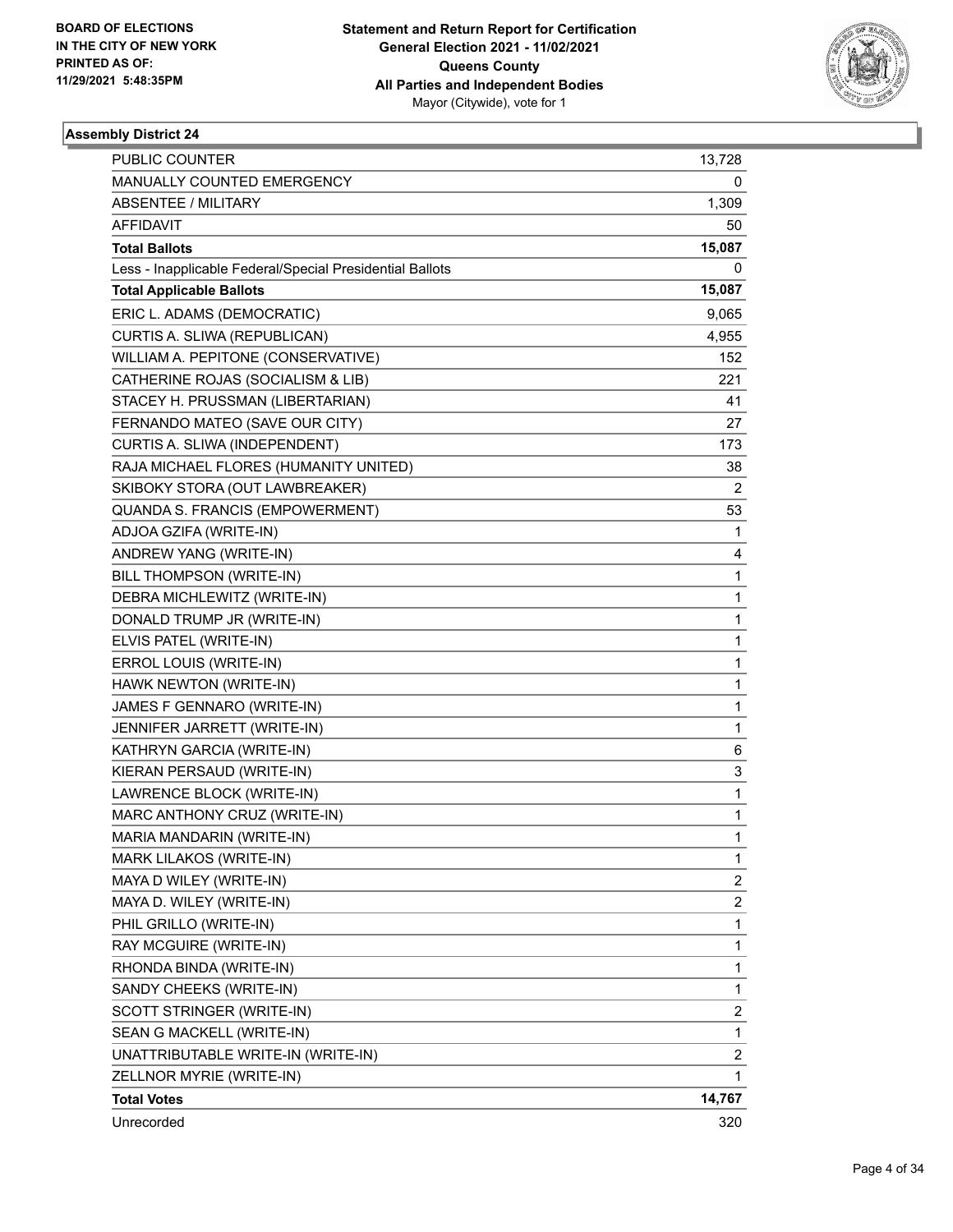BOARD OF ELECTIONS
IN THE CITY OF NEW YORK
PRINTED AS OF:
11/29/2021 5:48:35PM

**Statement and Return Report for Certification**
**General Election 2021 - 11/02/2021**
**Queens County**
**All Parties and Independent Bodies**
Mayor (Citywide), vote for 1

### Assembly District 24

| | |
|---|---|
| PUBLIC COUNTER | 13,728 |
| MANUALLY COUNTED EMERGENCY | 0 |
| ABSENTEE / MILITARY | 1,309 |
| AFFIDAVIT | 50 |
| **Total Ballots** | **15,087** |
| Less - Inapplicable Federal/Special Presidential Ballots | 0 |
| **Total Applicable Ballots** | **15,087** |
| ERIC L. ADAMS (DEMOCRATIC) | 9,065 |
| CURTIS A. SLIWA (REPUBLICAN) | 4,955 |
| WILLIAM A. PEPITONE (CONSERVATIVE) | 152 |
| CATHERINE ROJAS (SOCIALISM & LIB) | 221 |
| STACEY H. PRUSSMAN (LIBERTARIAN) | 41 |
| FERNANDO MATEO (SAVE OUR CITY) | 27 |
| CURTIS A. SLIWA (INDEPENDENT) | 173 |
| RAJA MICHAEL FLORES (HUMANITY UNITED) | 38 |
| SKIBOKY STORA (OUT LAWBREAKER) | 2 |
| QUANDA S. FRANCIS (EMPOWERMENT) | 53 |
| ADJOA GZIFA (WRITE-IN) | 1 |
| ANDREW YANG (WRITE-IN) | 4 |
| BILL THOMPSON (WRITE-IN) | 1 |
| DEBRA MICHLEWITZ (WRITE-IN) | 1 |
| DONALD TRUMP JR (WRITE-IN) | 1 |
| ELVIS PATEL (WRITE-IN) | 1 |
| ERROL LOUIS (WRITE-IN) | 1 |
| HAWK NEWTON (WRITE-IN) | 1 |
| JAMES F GENNARO (WRITE-IN) | 1 |
| JENNIFER JARRETT (WRITE-IN) | 1 |
| KATHRYN GARCIA (WRITE-IN) | 6 |
| KIERAN PERSAUD (WRITE-IN) | 3 |
| LAWRENCE BLOCK (WRITE-IN) | 1 |
| MARC ANTHONY CRUZ (WRITE-IN) | 1 |
| MARIA MANDARIN (WRITE-IN) | 1 |
| MARK LILAKOS (WRITE-IN) | 1 |
| MAYA D WILEY (WRITE-IN) | 2 |
| MAYA D. WILEY (WRITE-IN) | 2 |
| PHIL GRILLO (WRITE-IN) | 1 |
| RAY MCGUIRE (WRITE-IN) | 1 |
| RHONDA BINDA (WRITE-IN) | 1 |
| SANDY CHEEKS (WRITE-IN) | 1 |
| SCOTT STRINGER (WRITE-IN) | 2 |
| SEAN G MACKELL (WRITE-IN) | 1 |
| UNATTRIBUTABLE WRITE-IN (WRITE-IN) | 2 |
| ZELLNOR MYRIE (WRITE-IN) | 1 |
| **Total Votes** | **14,767** |
| Unrecorded | 320 |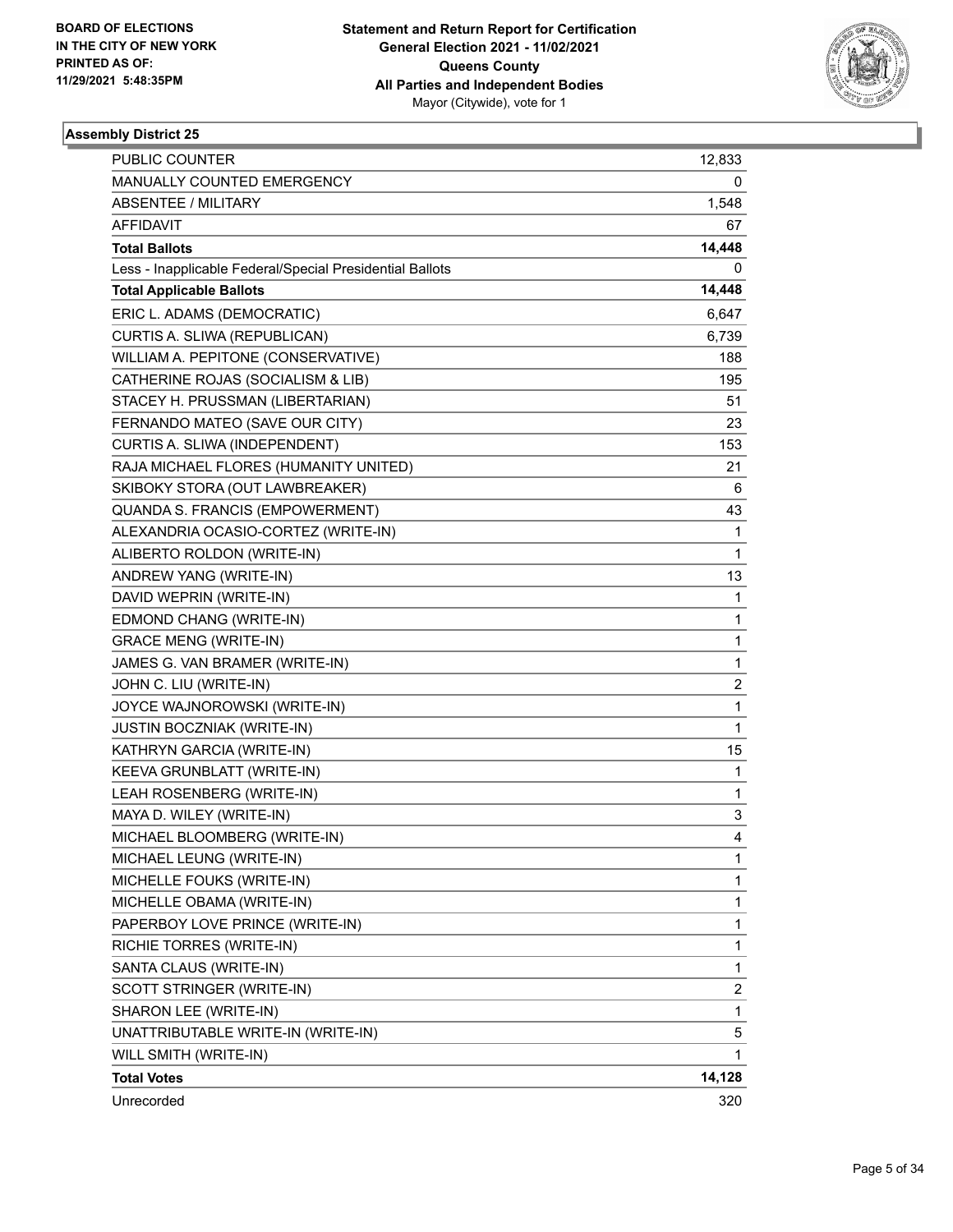BOARD OF ELECTIONS
IN THE CITY OF NEW YORK
PRINTED AS OF:
11/29/2021 5:48:35PM

**Statement and Return Report for Certification**
**General Election 2021 - 11/02/2021**
**Queens County**
**All Parties and Independent Bodies**
Mayor (Citywide), vote for 1

### Assembly District 25

| | |
|---|---|
| PUBLIC COUNTER | 12,833 |
| MANUALLY COUNTED EMERGENCY | 0 |
| ABSENTEE / MILITARY | 1,548 |
| AFFIDAVIT | 67 |
| **Total Ballots** | **14,448** |
| Less - Inapplicable Federal/Special Presidential Ballots | 0 |
| **Total Applicable Ballots** | **14,448** |
| ERIC L. ADAMS (DEMOCRATIC) | 6,647 |
| CURTIS A. SLIWA (REPUBLICAN) | 6,739 |
| WILLIAM A. PEPITONE (CONSERVATIVE) | 188 |
| CATHERINE ROJAS (SOCIALISM & LIB) | 195 |
| STACEY H. PRUSSMAN (LIBERTARIAN) | 51 |
| FERNANDO MATEO (SAVE OUR CITY) | 23 |
| CURTIS A. SLIWA (INDEPENDENT) | 153 |
| RAJA MICHAEL FLORES (HUMANITY UNITED) | 21 |
| SKIBOKY STORA (OUT LAWBREAKER) | 6 |
| QUANDA S. FRANCIS (EMPOWERMENT) | 43 |
| ALEXANDRIA OCASIO-CORTEZ (WRITE-IN) | 1 |
| ALIBERTO ROLDON (WRITE-IN) | 1 |
| ANDREW YANG (WRITE-IN) | 13 |
| DAVID WEPRIN (WRITE-IN) | 1 |
| EDMOND CHANG (WRITE-IN) | 1 |
| GRACE MENG (WRITE-IN) | 1 |
| JAMES G. VAN BRAMER (WRITE-IN) | 1 |
| JOHN C. LIU (WRITE-IN) | 2 |
| JOYCE WAJNOROWSKI (WRITE-IN) | 1 |
| JUSTIN BOCZNIAK (WRITE-IN) | 1 |
| KATHRYN GARCIA (WRITE-IN) | 15 |
| KEEVA GRUNBLATT (WRITE-IN) | 1 |
| LEAH ROSENBERG (WRITE-IN) | 1 |
| MAYA D. WILEY (WRITE-IN) | 3 |
| MICHAEL BLOOMBERG (WRITE-IN) | 4 |
| MICHAEL LEUNG (WRITE-IN) | 1 |
| MICHELLE FOUKS (WRITE-IN) | 1 |
| MICHELLE OBAMA (WRITE-IN) | 1 |
| PAPERBOY LOVE PRINCE (WRITE-IN) | 1 |
| RICHIE TORRES (WRITE-IN) | 1 |
| SANTA CLAUS (WRITE-IN) | 1 |
| SCOTT STRINGER (WRITE-IN) | 2 |
| SHARON LEE (WRITE-IN) | 1 |
| UNATTRIBUTABLE WRITE-IN (WRITE-IN) | 5 |
| WILL SMITH (WRITE-IN) | 1 |
| **Total Votes** | **14,128** |
| Unrecorded | 320 |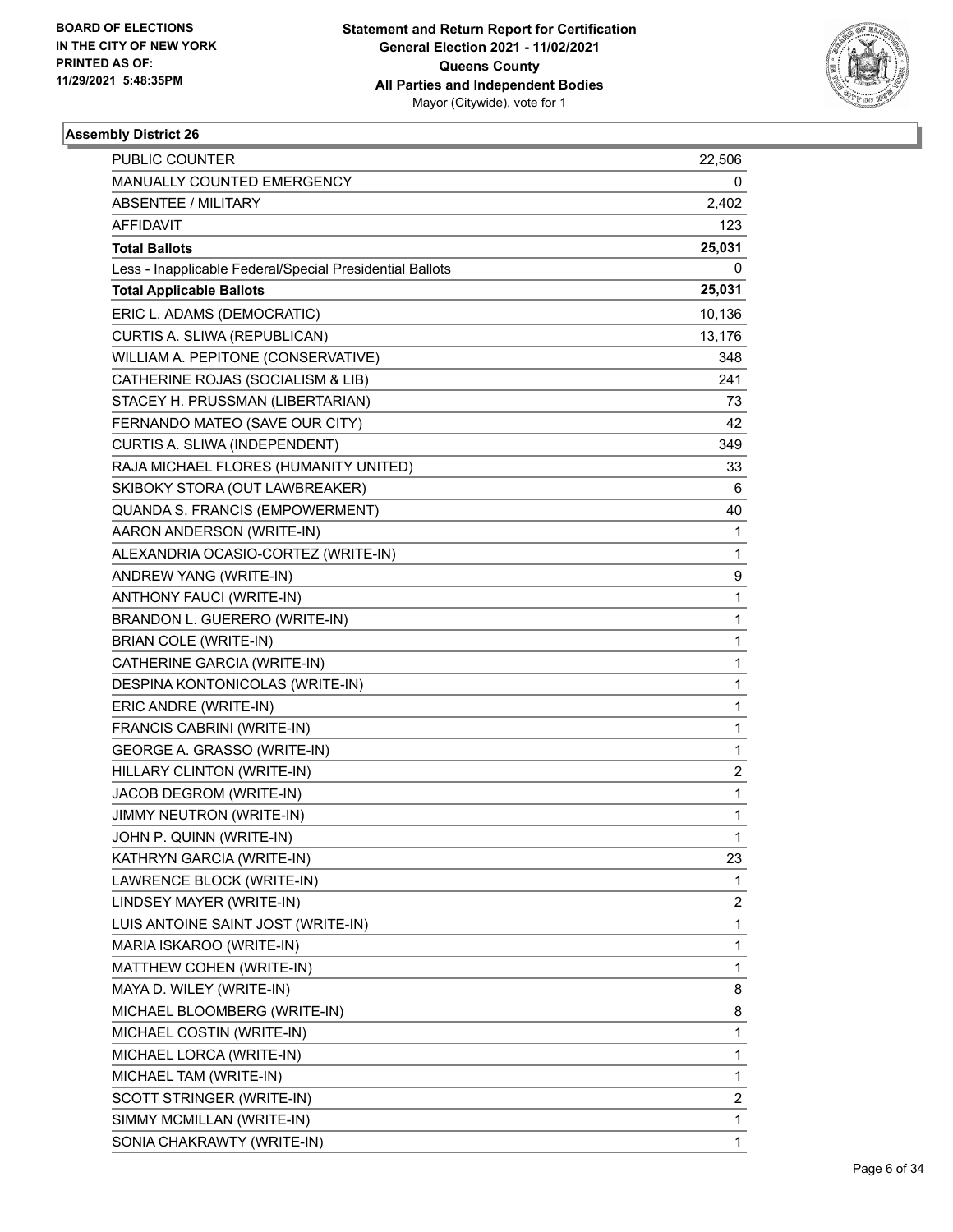**BOARD OF ELECTIONS IN THE CITY OF NEW YORK PRINTED AS OF: 11/29/2021 5:48:35PM**

**Statement and Return Report for Certification General Election 2021 - 11/02/2021 Queens County All Parties and Independent Bodies**
Mayor (Citywide), vote for 1

### Assembly District 26

| | |
|---|---|
| PUBLIC COUNTER | 22,506 |
| MANUALLY COUNTED EMERGENCY | 0 |
| ABSENTEE / MILITARY | 2,402 |
| AFFIDAVIT | 123 |
| **Total Ballots** | **25,031** |
| Less - Inapplicable Federal/Special Presidential Ballots | 0 |
| **Total Applicable Ballots** | **25,031** |
| ERIC L. ADAMS (DEMOCRATIC) | 10,136 |
| CURTIS A. SLIWA (REPUBLICAN) | 13,176 |
| WILLIAM A. PEPITONE (CONSERVATIVE) | 348 |
| CATHERINE ROJAS (SOCIALISM & LIB) | 241 |
| STACEY H. PRUSSMAN (LIBERTARIAN) | 73 |
| FERNANDO MATEO (SAVE OUR CITY) | 42 |
| CURTIS A. SLIWA (INDEPENDENT) | 349 |
| RAJA MICHAEL FLORES (HUMANITY UNITED) | 33 |
| SKIBOKY STORA (OUT LAWBREAKER) | 6 |
| QUANDA S. FRANCIS (EMPOWERMENT) | 40 |
| AARON ANDERSON (WRITE-IN) | 1 |
| ALEXANDRIA OCASIO-CORTEZ (WRITE-IN) | 1 |
| ANDREW YANG (WRITE-IN) | 9 |
| ANTHONY FAUCI (WRITE-IN) | 1 |
| BRANDON L. GUERERO (WRITE-IN) | 1 |
| BRIAN COLE (WRITE-IN) | 1 |
| CATHERINE GARCIA (WRITE-IN) | 1 |
| DESPINA KONTONICOLAS (WRITE-IN) | 1 |
| ERIC ANDRE (WRITE-IN) | 1 |
| FRANCIS CABRINI (WRITE-IN) | 1 |
| GEORGE A. GRASSO (WRITE-IN) | 1 |
| HILLARY CLINTON (WRITE-IN) | 2 |
| JACOB DEGROM (WRITE-IN) | 1 |
| JIMMY NEUTRON (WRITE-IN) | 1 |
| JOHN P. QUINN (WRITE-IN) | 1 |
| KATHRYN GARCIA (WRITE-IN) | 23 |
| LAWRENCE BLOCK (WRITE-IN) | 1 |
| LINDSEY MAYER (WRITE-IN) | 2 |
| LUIS ANTOINE SAINT JOST (WRITE-IN) | 1 |
| MARIA ISKAROO (WRITE-IN) | 1 |
| MATTHEW COHEN (WRITE-IN) | 1 |
| MAYA D. WILEY (WRITE-IN) | 8 |
| MICHAEL BLOOMBERG (WRITE-IN) | 8 |
| MICHAEL COSTIN (WRITE-IN) | 1 |
| MICHAEL LORCA (WRITE-IN) | 1 |
| MICHAEL TAM (WRITE-IN) | 1 |
| SCOTT STRINGER (WRITE-IN) | 2 |
| SIMMY MCMILLAN (WRITE-IN) | 1 |
| SONIA CHAKRAWTY (WRITE-IN) | 1 |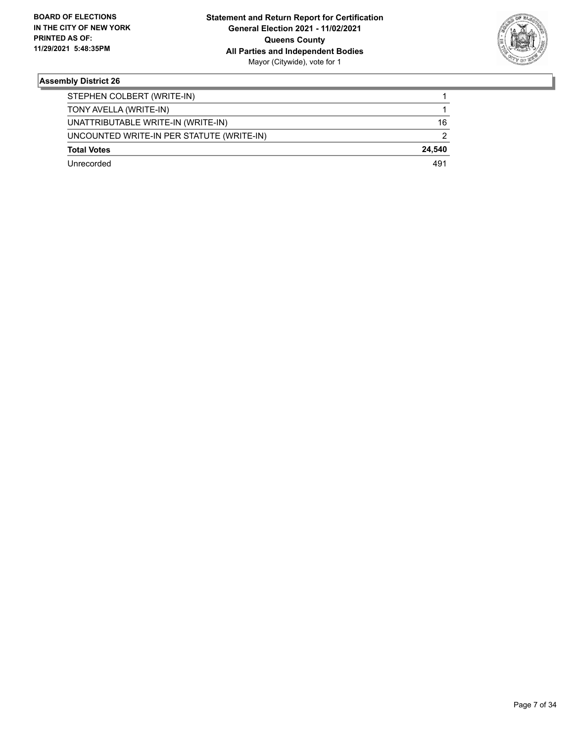**BOARD OF ELECTIONS IN THE CITY OF NEW YORK PRINTED AS OF: 11/29/2021 5:48:35PM**

**Statement and Return Report for Certification General Election 2021 - 11/02/2021 Queens County All Parties and Independent Bodies**
Mayor (Citywide), vote for 1

### Assembly District 26

| | |
|---|---|
| STEPHEN COLBERT (WRITE-IN) | 1 |
| TONY AVELLA (WRITE-IN) | 1 |
| UNATTRIBUTABLE WRITE-IN (WRITE-IN) | 16 |
| UNCOUNTED WRITE-IN PER STATUTE (WRITE-IN) | 2 |
| **Total Votes** | **24,540** |
| Unrecorded | 491 |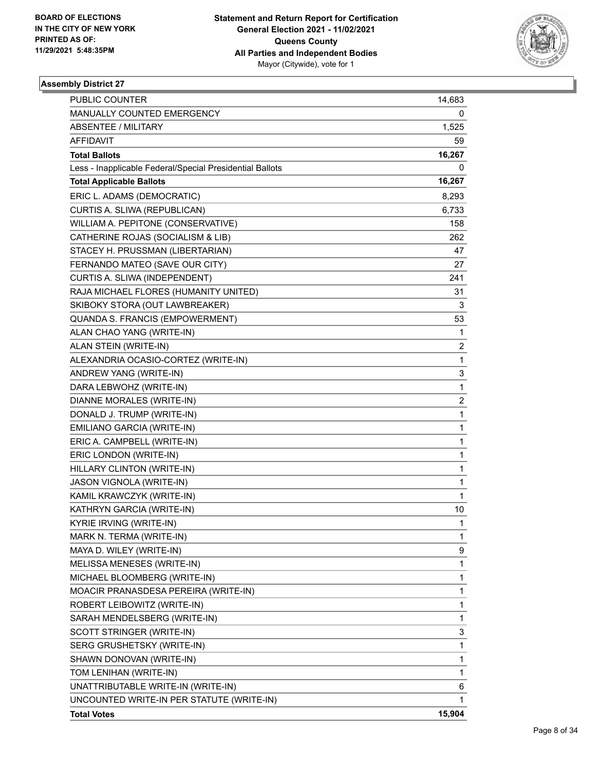**BOARD OF ELECTIONS IN THE CITY OF NEW YORK PRINTED AS OF: 11/29/2021 5:48:35PM**

# Statement and Return Report for Certification General Election 2021 - 11/02/2021 Queens County All Parties and Independent Bodies

Mayor (Citywide), vote for 1

## Assembly District 27

| | |
|---|---|
| PUBLIC COUNTER | 14,683 |
| MANUALLY COUNTED EMERGENCY | 0 |
| ABSENTEE / MILITARY | 1,525 |
| AFFIDAVIT | 59 |
| **Total Ballots** | **16,267** |
| Less - Inapplicable Federal/Special Presidential Ballots | 0 |
| **Total Applicable Ballots** | **16,267** |
| ERIC L. ADAMS (DEMOCRATIC) | 8,293 |
| CURTIS A. SLIWA (REPUBLICAN) | 6,733 |
| WILLIAM A. PEPITONE (CONSERVATIVE) | 158 |
| CATHERINE ROJAS (SOCIALISM & LIB) | 262 |
| STACEY H. PRUSSMAN (LIBERTARIAN) | 47 |
| FERNANDO MATEO (SAVE OUR CITY) | 27 |
| CURTIS A. SLIWA (INDEPENDENT) | 241 |
| RAJA MICHAEL FLORES (HUMANITY UNITED) | 31 |
| SKIBOKY STORA (OUT LAWBREAKER) | 3 |
| QUANDA S. FRANCIS (EMPOWERMENT) | 53 |
| ALAN CHAO YANG (WRITE-IN) | 1 |
| ALAN STEIN (WRITE-IN) | 2 |
| ALEXANDRIA OCASIO-CORTEZ (WRITE-IN) | 1 |
| ANDREW YANG (WRITE-IN) | 3 |
| DARA LEBWOHZ (WRITE-IN) | 1 |
| DIANNE MORALES (WRITE-IN) | 2 |
| DONALD J. TRUMP (WRITE-IN) | 1 |
| EMILIANO GARCIA (WRITE-IN) | 1 |
| ERIC A. CAMPBELL (WRITE-IN) | 1 |
| ERIC LONDON (WRITE-IN) | 1 |
| HILLARY CLINTON (WRITE-IN) | 1 |
| JASON VIGNOLA (WRITE-IN) | 1 |
| KAMIL KRAWCZYK (WRITE-IN) | 1 |
| KATHRYN GARCIA (WRITE-IN) | 10 |
| KYRIE IRVING (WRITE-IN) | 1 |
| MARK N. TERMA (WRITE-IN) | 1 |
| MAYA D. WILEY (WRITE-IN) | 9 |
| MELISSA MENESES (WRITE-IN) | 1 |
| MICHAEL BLOOMBERG (WRITE-IN) | 1 |
| MOACIR PRANASDESA PEREIRA (WRITE-IN) | 1 |
| ROBERT LEIBOWITZ (WRITE-IN) | 1 |
| SARAH MENDELSBERG (WRITE-IN) | 1 |
| SCOTT STRINGER (WRITE-IN) | 3 |
| SERG GRUSHETSKY (WRITE-IN) | 1 |
| SHAWN DONOVAN (WRITE-IN) | 1 |
| TOM LENIHAN (WRITE-IN) | 1 |
| UNATTRIBUTABLE WRITE-IN (WRITE-IN) | 6 |
| UNCOUNTED WRITE-IN PER STATUTE (WRITE-IN) | 1 |
| **Total Votes** | **15,904** |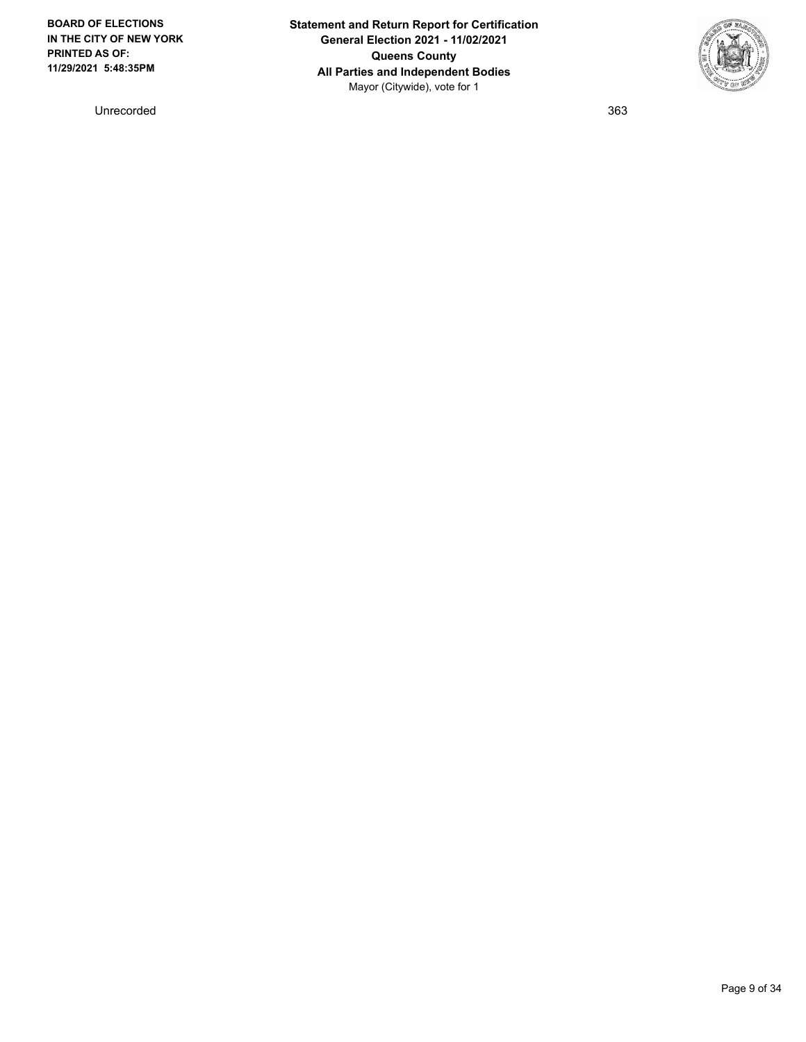| | |
|---|---|
| Unrecorded | 363 |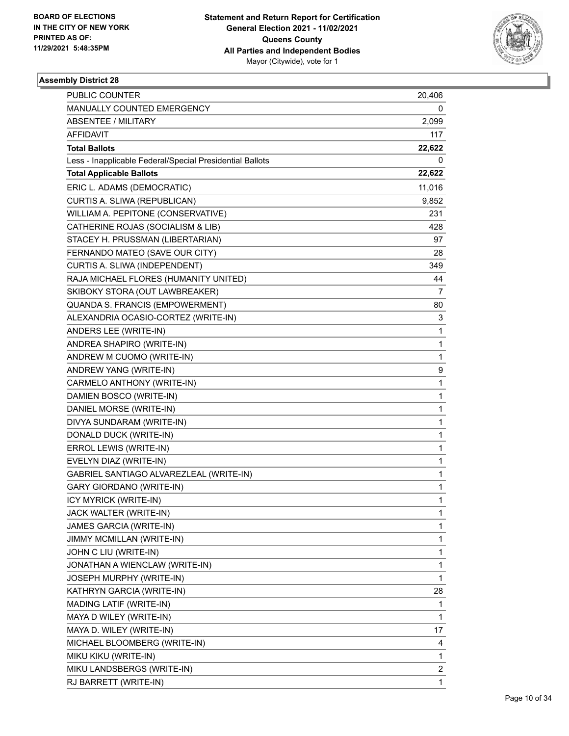BOARD OF ELECTIONS
IN THE CITY OF NEW YORK
PRINTED AS OF:
11/29/2021 5:48:35PM

**Statement and Return Report for Certification**
**General Election 2021 - 11/02/2021**
**Queens County**
**All Parties and Independent Bodies**
Mayor (Citywide), vote for 1

### Assembly District 28

| | |
|---|---|
| PUBLIC COUNTER | 20,406 |
| MANUALLY COUNTED EMERGENCY | 0 |
| ABSENTEE / MILITARY | 2,099 |
| AFFIDAVIT | 117 |
| **Total Ballots** | **22,622** |
| Less - Inapplicable Federal/Special Presidential Ballots | 0 |
| **Total Applicable Ballots** | **22,622** |
| ERIC L. ADAMS (DEMOCRATIC) | 11,016 |
| CURTIS A. SLIWA (REPUBLICAN) | 9,852 |
| WILLIAM A. PEPITONE (CONSERVATIVE) | 231 |
| CATHERINE ROJAS (SOCIALISM & LIB) | 428 |
| STACEY H. PRUSSMAN (LIBERTARIAN) | 97 |
| FERNANDO MATEO (SAVE OUR CITY) | 28 |
| CURTIS A. SLIWA (INDEPENDENT) | 349 |
| RAJA MICHAEL FLORES (HUMANITY UNITED) | 44 |
| SKIBOKY STORA (OUT LAWBREAKER) | 7 |
| QUANDA S. FRANCIS (EMPOWERMENT) | 80 |
| ALEXANDRIA OCASIO-CORTEZ (WRITE-IN) | 3 |
| ANDERS LEE (WRITE-IN) | 1 |
| ANDREA SHAPIRO (WRITE-IN) | 1 |
| ANDREW M CUOMO (WRITE-IN) | 1 |
| ANDREW YANG (WRITE-IN) | 9 |
| CARMELO ANTHONY (WRITE-IN) | 1 |
| DAMIEN BOSCO (WRITE-IN) | 1 |
| DANIEL MORSE (WRITE-IN) | 1 |
| DIVYA SUNDARAM (WRITE-IN) | 1 |
| DONALD DUCK (WRITE-IN) | 1 |
| ERROL LEWIS (WRITE-IN) | 1 |
| EVELYN DIAZ (WRITE-IN) | 1 |
| GABRIEL SANTIAGO ALVAREZLEAL (WRITE-IN) | 1 |
| GARY GIORDANO (WRITE-IN) | 1 |
| ICY MYRICK (WRITE-IN) | 1 |
| JACK WALTER (WRITE-IN) | 1 |
| JAMES GARCIA (WRITE-IN) | 1 |
| JIMMY MCMILLAN (WRITE-IN) | 1 |
| JOHN C LIU (WRITE-IN) | 1 |
| JONATHAN A WIENCLAW (WRITE-IN) | 1 |
| JOSEPH MURPHY (WRITE-IN) | 1 |
| KATHRYN GARCIA (WRITE-IN) | 28 |
| MADING LATIF (WRITE-IN) | 1 |
| MAYA D WILEY (WRITE-IN) | 1 |
| MAYA D. WILEY (WRITE-IN) | 17 |
| MICHAEL BLOOMBERG (WRITE-IN) | 4 |
| MIKU KIKU (WRITE-IN) | 1 |
| MIKU LANDSBERGS (WRITE-IN) | 2 |
| RJ BARRETT (WRITE-IN) | 1 |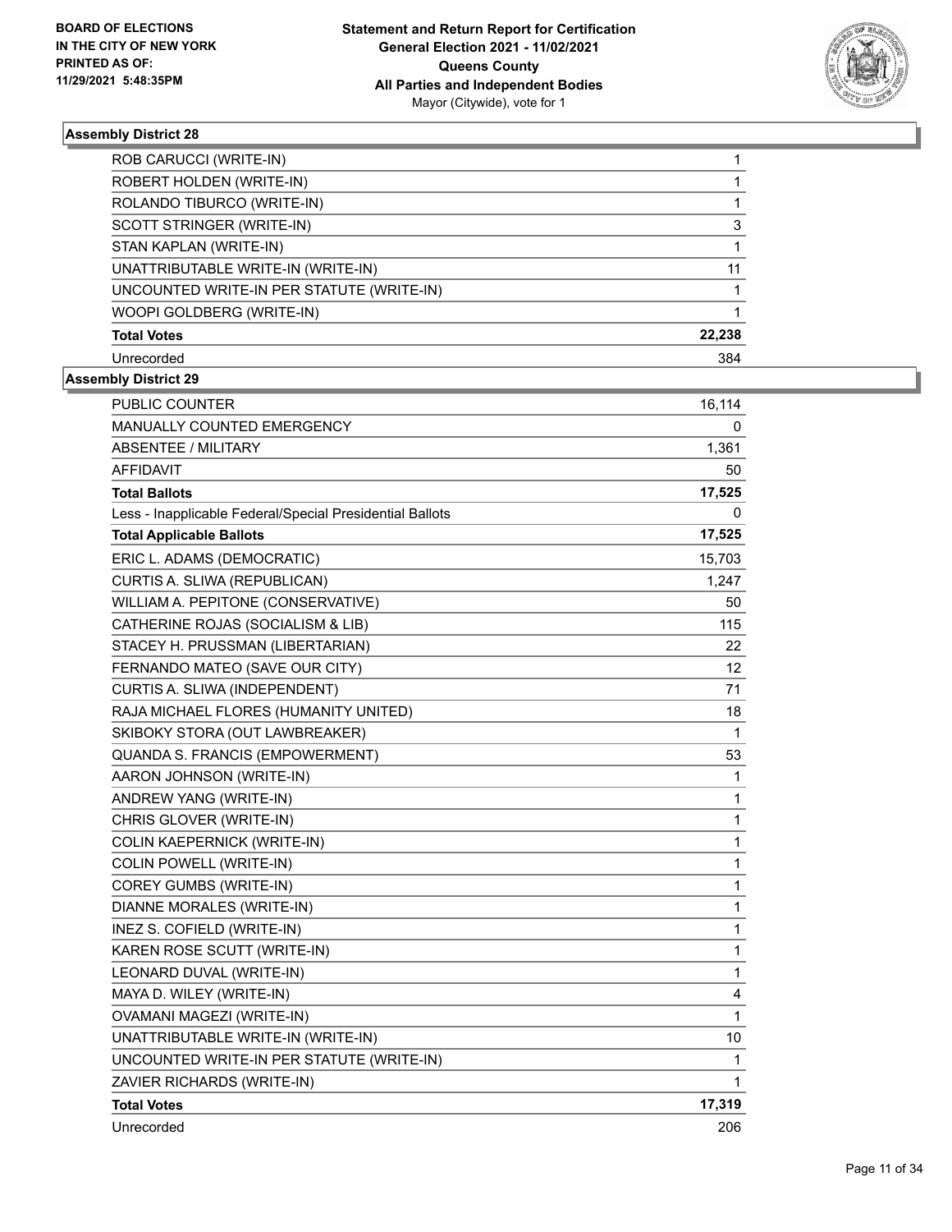### Assembly District 28

| | |
|---|---|
| ROB CARUCCI (WRITE-IN) | 1 |
| ROBERT HOLDEN (WRITE-IN) | 1 |
| ROLANDO TIBURCO (WRITE-IN) | 1 |
| SCOTT STRINGER (WRITE-IN) | 3 |
| STAN KAPLAN (WRITE-IN) | 1 |
| UNATTRIBUTABLE WRITE-IN (WRITE-IN) | 11 |
| UNCOUNTED WRITE-IN PER STATUTE (WRITE-IN) | 1 |
| WOOPI GOLDBERG (WRITE-IN) | 1 |
| **Total Votes** | **22,238** |
| Unrecorded | 384 |

### Assembly District 29

| | |
|---|---|
| PUBLIC COUNTER | 16,114 |
| MANUALLY COUNTED EMERGENCY | 0 |
| ABSENTEE / MILITARY | 1,361 |
| AFFIDAVIT | 50 |
| **Total Ballots** | **17,525** |
| Less - Inapplicable Federal/Special Presidential Ballots | 0 |
| **Total Applicable Ballots** | **17,525** |
| ERIC L. ADAMS (DEMOCRATIC) | 15,703 |
| CURTIS A. SLIWA (REPUBLICAN) | 1,247 |
| WILLIAM A. PEPITONE (CONSERVATIVE) | 50 |
| CATHERINE ROJAS (SOCIALISM & LIB) | 115 |
| STACEY H. PRUSSMAN (LIBERTARIAN) | 22 |
| FERNANDO MATEO (SAVE OUR CITY) | 12 |
| CURTIS A. SLIWA (INDEPENDENT) | 71 |
| RAJA MICHAEL FLORES (HUMANITY UNITED) | 18 |
| SKIBOKY STORA (OUT LAWBREAKER) | 1 |
| QUANDA S. FRANCIS (EMPOWERMENT) | 53 |
| AARON JOHNSON (WRITE-IN) | 1 |
| ANDREW YANG (WRITE-IN) | 1 |
| CHRIS GLOVER (WRITE-IN) | 1 |
| COLIN KAEPERNICK (WRITE-IN) | 1 |
| COLIN POWELL (WRITE-IN) | 1 |
| COREY GUMBS (WRITE-IN) | 1 |
| DIANNE MORALES (WRITE-IN) | 1 |
| INEZ S. COFIELD (WRITE-IN) | 1 |
| KAREN ROSE SCUTT (WRITE-IN) | 1 |
| LEONARD DUVAL (WRITE-IN) | 1 |
| MAYA D. WILEY (WRITE-IN) | 4 |
| OVAMANI MAGEZI (WRITE-IN) | 1 |
| UNATTRIBUTABLE WRITE-IN (WRITE-IN) | 10 |
| UNCOUNTED WRITE-IN PER STATUTE (WRITE-IN) | 1 |
| ZAVIER RICHARDS (WRITE-IN) | 1 |
| **Total Votes** | **17,319** |
| Unrecorded | 206 |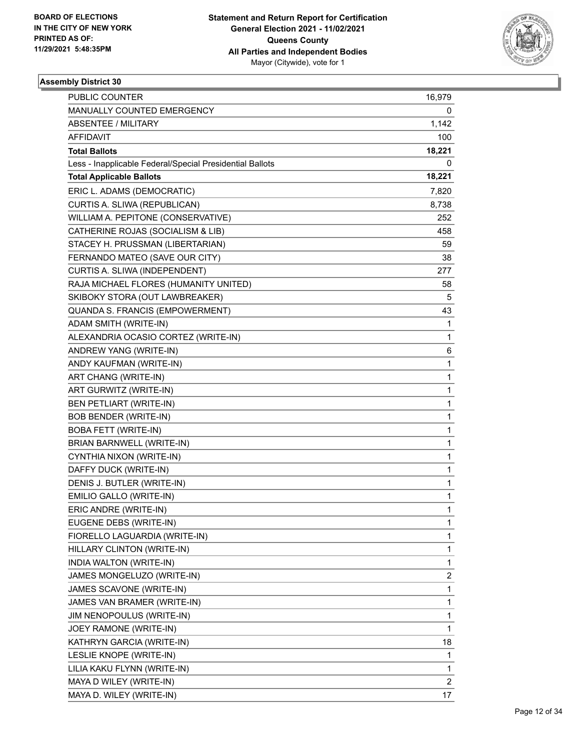**BOARD OF ELECTIONS IN THE CITY OF NEW YORK PRINTED AS OF: 11/29/2021 5:48:35PM**

**Statement and Return Report for Certification**
**General Election 2021 - 11/02/2021**
**Queens County**
**All Parties and Independent Bodies**
Mayor (Citywide), vote for 1

### Assembly District 30

| | |
|---|---|
| PUBLIC COUNTER | 16,979 |
| MANUALLY COUNTED EMERGENCY | 0 |
| ABSENTEE / MILITARY | 1,142 |
| AFFIDAVIT | 100 |
| **Total Ballots** | **18,221** |
| Less - Inapplicable Federal/Special Presidential Ballots | 0 |
| **Total Applicable Ballots** | **18,221** |
| ERIC L. ADAMS (DEMOCRATIC) | 7,820 |
| CURTIS A. SLIWA (REPUBLICAN) | 8,738 |
| WILLIAM A. PEPITONE (CONSERVATIVE) | 252 |
| CATHERINE ROJAS (SOCIALISM & LIB) | 458 |
| STACEY H. PRUSSMAN (LIBERTARIAN) | 59 |
| FERNANDO MATEO (SAVE OUR CITY) | 38 |
| CURTIS A. SLIWA (INDEPENDENT) | 277 |
| RAJA MICHAEL FLORES (HUMANITY UNITED) | 58 |
| SKIBOKY STORA (OUT LAWBREAKER) | 5 |
| QUANDA S. FRANCIS (EMPOWERMENT) | 43 |
| ADAM SMITH (WRITE-IN) | 1 |
| ALEXANDRIA OCASIO CORTEZ (WRITE-IN) | 1 |
| ANDREW YANG (WRITE-IN) | 6 |
| ANDY KAUFMAN (WRITE-IN) | 1 |
| ART CHANG (WRITE-IN) | 1 |
| ART GURWITZ (WRITE-IN) | 1 |
| BEN PETLIART (WRITE-IN) | 1 |
| BOB BENDER (WRITE-IN) | 1 |
| BOBA FETT (WRITE-IN) | 1 |
| BRIAN BARNWELL (WRITE-IN) | 1 |
| CYNTHIA NIXON (WRITE-IN) | 1 |
| DAFFY DUCK (WRITE-IN) | 1 |
| DENIS J. BUTLER (WRITE-IN) | 1 |
| EMILIO GALLO (WRITE-IN) | 1 |
| ERIC ANDRE (WRITE-IN) | 1 |
| EUGENE DEBS (WRITE-IN) | 1 |
| FIORELLO LAGUARDIA (WRITE-IN) | 1 |
| HILLARY CLINTON (WRITE-IN) | 1 |
| INDIA WALTON (WRITE-IN) | 1 |
| JAMES MONGELUZO (WRITE-IN) | 2 |
| JAMES SCAVONE (WRITE-IN) | 1 |
| JAMES VAN BRAMER (WRITE-IN) | 1 |
| JIM NENOPOULUS (WRITE-IN) | 1 |
| JOEY RAMONE (WRITE-IN) | 1 |
| KATHRYN GARCIA (WRITE-IN) | 18 |
| LESLIE KNOPE (WRITE-IN) | 1 |
| LILIA KAKU FLYNN (WRITE-IN) | 1 |
| MAYA D WILEY (WRITE-IN) | 2 |
| MAYA D. WILEY (WRITE-IN) | 17 |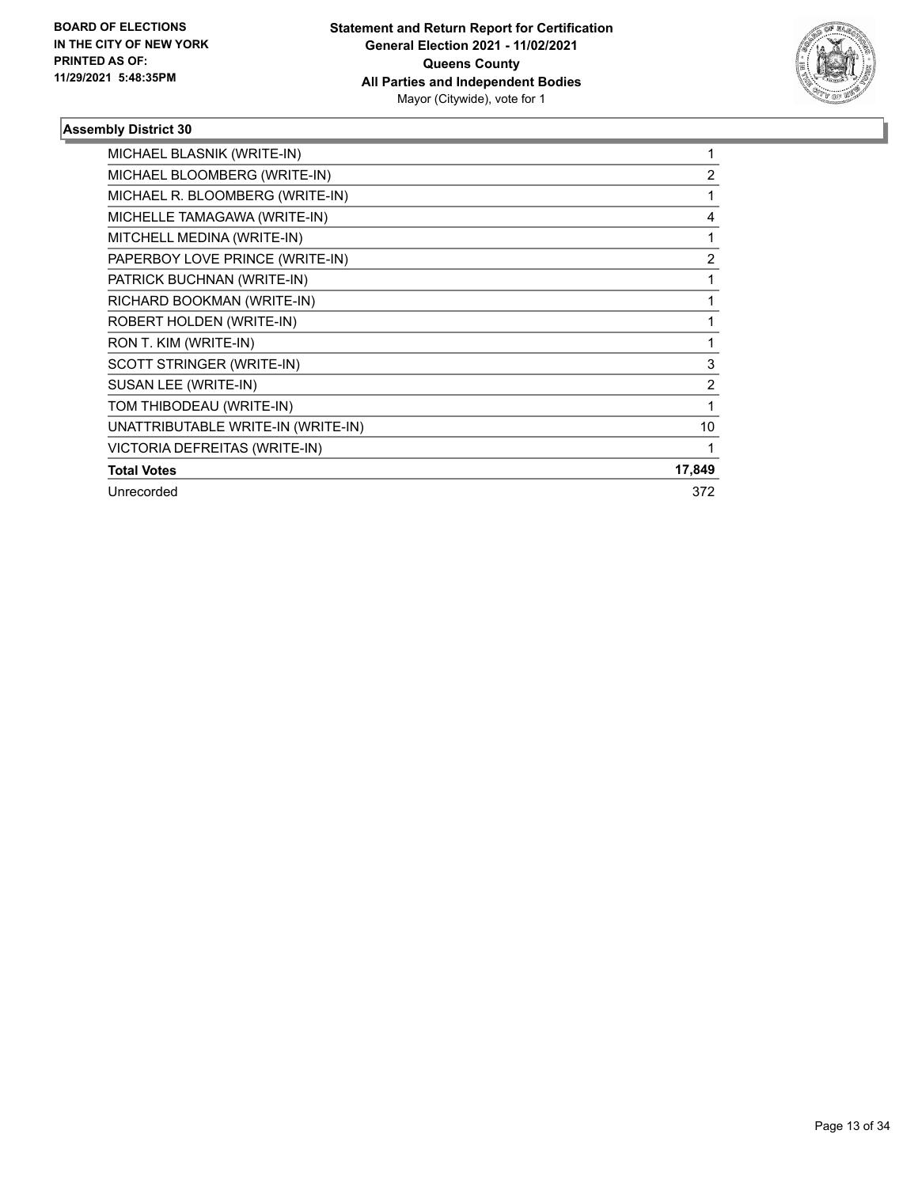**Statement and Return Report for Certification**
**General Election 2021 - 11/02/2021**
**Queens County**
**All Parties and Independent Bodies**
Mayor (Citywide), vote for 1

BOARD OF ELECTIONS
IN THE CITY OF NEW YORK
PRINTED AS OF:
11/29/2021 5:48:35PM

### Assembly District 30

| | |
|---|---|
| MICHAEL BLASNIK (WRITE-IN) | 1 |
| MICHAEL BLOOMBERG (WRITE-IN) | 2 |
| MICHAEL R. BLOOMBERG (WRITE-IN) | 1 |
| MICHELLE TAMAGAWA (WRITE-IN) | 4 |
| MITCHELL MEDINA (WRITE-IN) | 1 |
| PAPERBOY LOVE PRINCE (WRITE-IN) | 2 |
| PATRICK BUCHNAN (WRITE-IN) | 1 |
| RICHARD BOOKMAN (WRITE-IN) | 1 |
| ROBERT HOLDEN (WRITE-IN) | 1 |
| RON T. KIM (WRITE-IN) | 1 |
| SCOTT STRINGER (WRITE-IN) | 3 |
| SUSAN LEE (WRITE-IN) | 2 |
| TOM THIBODEAU (WRITE-IN) | 1 |
| UNATTRIBUTABLE WRITE-IN (WRITE-IN) | 10 |
| VICTORIA DEFREITAS (WRITE-IN) | 1 |
| **Total Votes** | **17,849** |
| Unrecorded | 372 |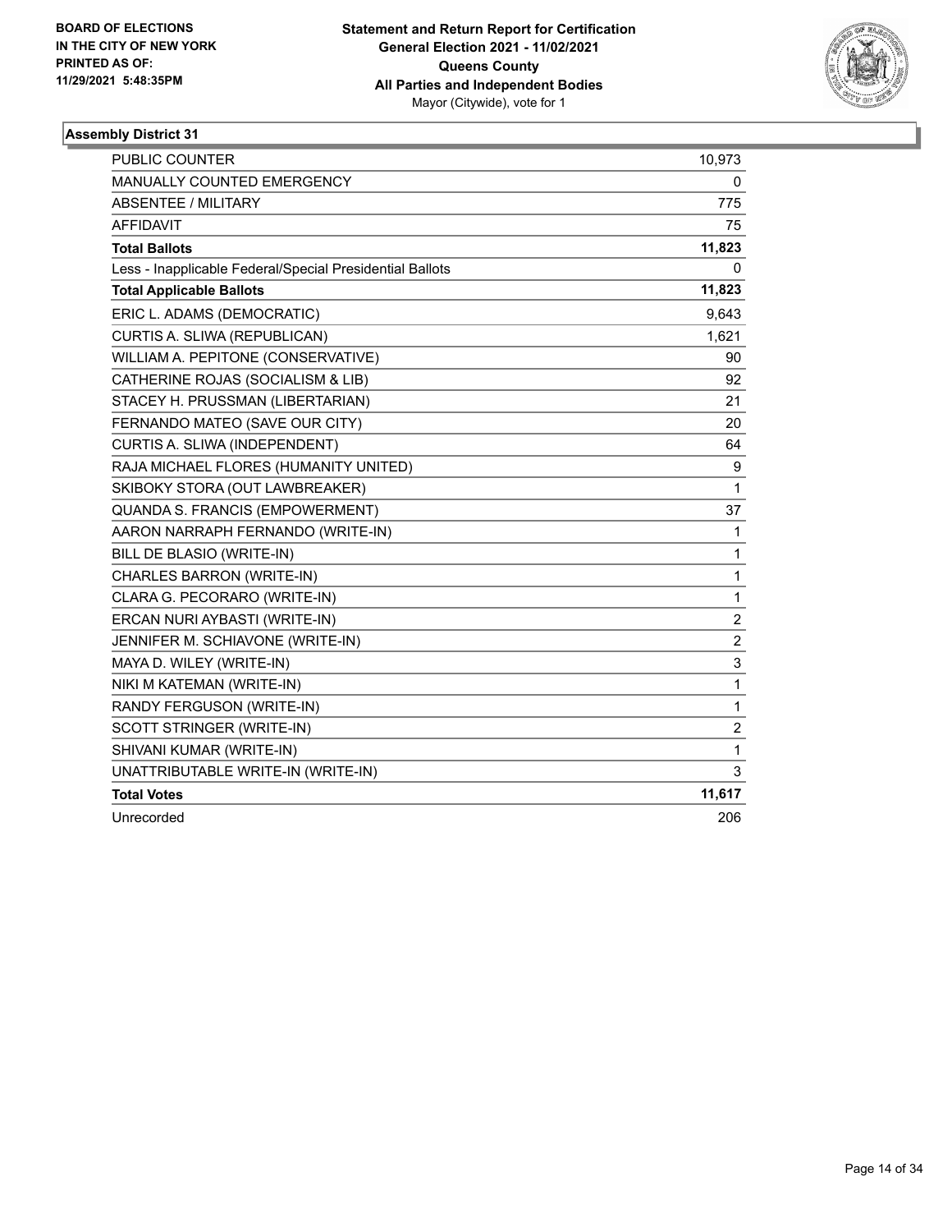**BOARD OF ELECTIONS IN THE CITY OF NEW YORK PRINTED AS OF: 11/29/2021 5:48:35PM**

**Statement and Return Report for Certification**
**General Election 2021 - 11/02/2021**
**Queens County**
**All Parties and Independent Bodies**
Mayor (Citywide), vote for 1

### Assembly District 31

| | |
|---|---|
| PUBLIC COUNTER | 10,973 |
| MANUALLY COUNTED EMERGENCY | 0 |
| ABSENTEE / MILITARY | 775 |
| AFFIDAVIT | 75 |
| **Total Ballots** | **11,823** |
| Less - Inapplicable Federal/Special Presidential Ballots | 0 |
| **Total Applicable Ballots** | **11,823** |
| ERIC L. ADAMS (DEMOCRATIC) | 9,643 |
| CURTIS A. SLIWA (REPUBLICAN) | 1,621 |
| WILLIAM A. PEPITONE (CONSERVATIVE) | 90 |
| CATHERINE ROJAS (SOCIALISM & LIB) | 92 |
| STACEY H. PRUSSMAN (LIBERTARIAN) | 21 |
| FERNANDO MATEO (SAVE OUR CITY) | 20 |
| CURTIS A. SLIWA (INDEPENDENT) | 64 |
| RAJA MICHAEL FLORES (HUMANITY UNITED) | 9 |
| SKIBOKY STORA (OUT LAWBREAKER) | 1 |
| QUANDA S. FRANCIS (EMPOWERMENT) | 37 |
| AARON NARRAPH FERNANDO (WRITE-IN) | 1 |
| BILL DE BLASIO (WRITE-IN) | 1 |
| CHARLES BARRON (WRITE-IN) | 1 |
| CLARA G. PECORARO (WRITE-IN) | 1 |
| ERCAN NURI AYBASTI (WRITE-IN) | 2 |
| JENNIFER M. SCHIAVONE (WRITE-IN) | 2 |
| MAYA D. WILEY (WRITE-IN) | 3 |
| NIKI M KATEMAN (WRITE-IN) | 1 |
| RANDY FERGUSON (WRITE-IN) | 1 |
| SCOTT STRINGER (WRITE-IN) | 2 |
| SHIVANI KUMAR (WRITE-IN) | 1 |
| UNATTRIBUTABLE WRITE-IN (WRITE-IN) | 3 |
| **Total Votes** | **11,617** |
| Unrecorded | 206 |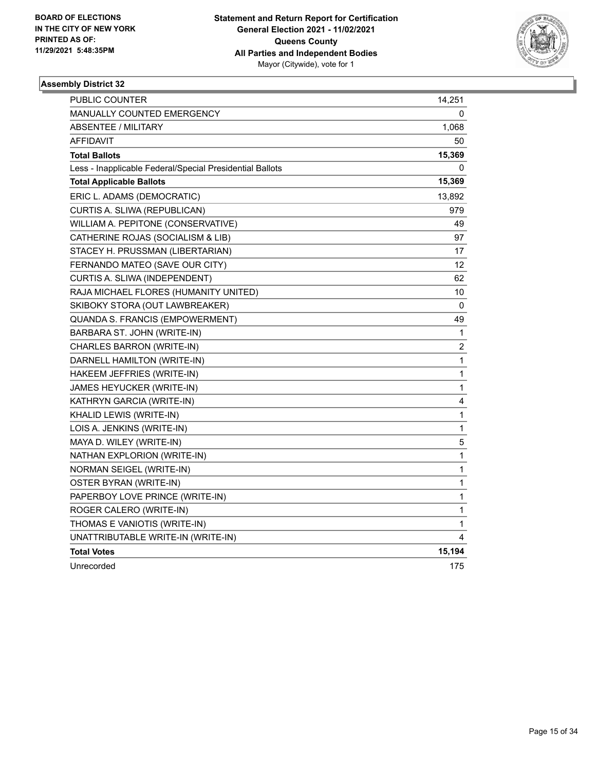BOARD OF ELECTIONS
IN THE CITY OF NEW YORK
PRINTED AS OF:
11/29/2021 5:48:35PM

**Statement and Return Report for Certification**
**General Election 2021 - 11/02/2021**
**Queens County**
**All Parties and Independent Bodies**
Mayor (Citywide), vote for 1

### Assembly District 32

| | |
|---|---|
| PUBLIC COUNTER | 14,251 |
| MANUALLY COUNTED EMERGENCY | 0 |
| ABSENTEE / MILITARY | 1,068 |
| AFFIDAVIT | 50 |
| **Total Ballots** | **15,369** |
| Less - Inapplicable Federal/Special Presidential Ballots | 0 |
| **Total Applicable Ballots** | **15,369** |
| ERIC L. ADAMS (DEMOCRATIC) | 13,892 |
| CURTIS A. SLIWA (REPUBLICAN) | 979 |
| WILLIAM A. PEPITONE (CONSERVATIVE) | 49 |
| CATHERINE ROJAS (SOCIALISM & LIB) | 97 |
| STACEY H. PRUSSMAN (LIBERTARIAN) | 17 |
| FERNANDO MATEO (SAVE OUR CITY) | 12 |
| CURTIS A. SLIWA (INDEPENDENT) | 62 |
| RAJA MICHAEL FLORES (HUMANITY UNITED) | 10 |
| SKIBOKY STORA (OUT LAWBREAKER) | 0 |
| QUANDA S. FRANCIS (EMPOWERMENT) | 49 |
| BARBARA ST. JOHN (WRITE-IN) | 1 |
| CHARLES BARRON (WRITE-IN) | 2 |
| DARNELL HAMILTON (WRITE-IN) | 1 |
| HAKEEM JEFFRIES (WRITE-IN) | 1 |
| JAMES HEYUCKER (WRITE-IN) | 1 |
| KATHRYN GARCIA (WRITE-IN) | 4 |
| KHALID LEWIS (WRITE-IN) | 1 |
| LOIS A. JENKINS (WRITE-IN) | 1 |
| MAYA D. WILEY (WRITE-IN) | 5 |
| NATHAN EXPLORION (WRITE-IN) | 1 |
| NORMAN SEIGEL (WRITE-IN) | 1 |
| OSTER BYRAN (WRITE-IN) | 1 |
| PAPERBOY LOVE PRINCE (WRITE-IN) | 1 |
| ROGER CALERO (WRITE-IN) | 1 |
| THOMAS E VANIOTIS (WRITE-IN) | 1 |
| UNATTRIBUTABLE WRITE-IN (WRITE-IN) | 4 |
| **Total Votes** | **15,194** |
| Unrecorded | 175 |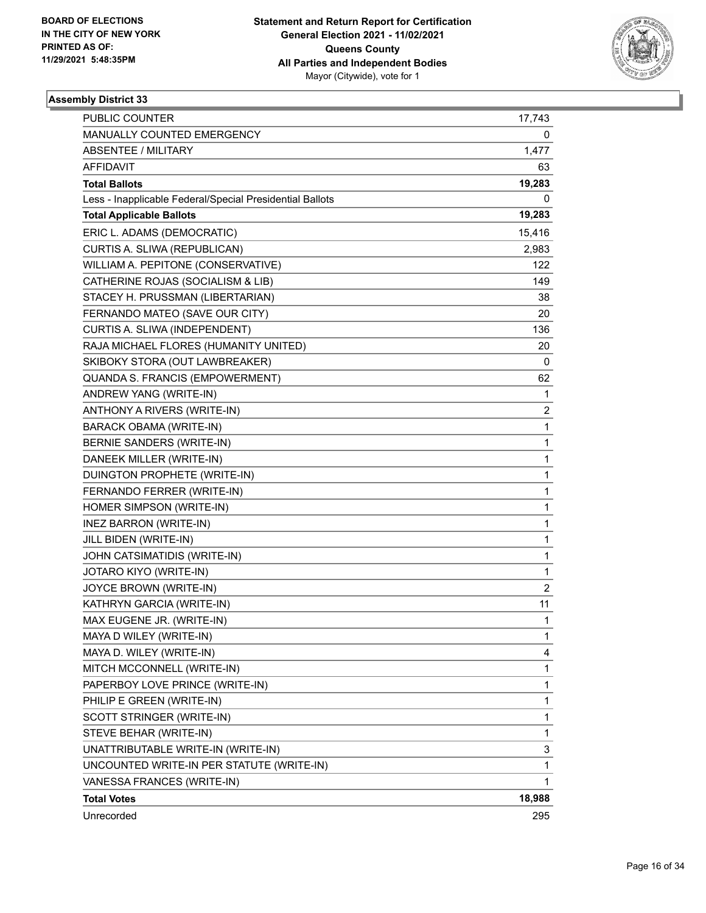**BOARD OF ELECTIONS IN THE CITY OF NEW YORK PRINTED AS OF: 11/29/2021 5:48:35PM**

**Statement and Return Report for Certification General Election 2021 - 11/02/2021 Queens County All Parties and Independent Bodies**
Mayor (Citywide), vote for 1

### Assembly District 33

| | |
|---|---|
| PUBLIC COUNTER | 17,743 |
| MANUALLY COUNTED EMERGENCY | 0 |
| ABSENTEE / MILITARY | 1,477 |
| AFFIDAVIT | 63 |
| **Total Ballots** | **19,283** |
| Less - Inapplicable Federal/Special Presidential Ballots | 0 |
| **Total Applicable Ballots** | **19,283** |
| ERIC L. ADAMS (DEMOCRATIC) | 15,416 |
| CURTIS A. SLIWA (REPUBLICAN) | 2,983 |
| WILLIAM A. PEPITONE (CONSERVATIVE) | 122 |
| CATHERINE ROJAS (SOCIALISM & LIB) | 149 |
| STACEY H. PRUSSMAN (LIBERTARIAN) | 38 |
| FERNANDO MATEO (SAVE OUR CITY) | 20 |
| CURTIS A. SLIWA (INDEPENDENT) | 136 |
| RAJA MICHAEL FLORES (HUMANITY UNITED) | 20 |
| SKIBOKY STORA (OUT LAWBREAKER) | 0 |
| QUANDA S. FRANCIS (EMPOWERMENT) | 62 |
| ANDREW YANG (WRITE-IN) | 1 |
| ANTHONY A RIVERS (WRITE-IN) | 2 |
| BARACK OBAMA (WRITE-IN) | 1 |
| BERNIE SANDERS (WRITE-IN) | 1 |
| DANEEK MILLER (WRITE-IN) | 1 |
| DUINGTON PROPHETE (WRITE-IN) | 1 |
| FERNANDO FERRER (WRITE-IN) | 1 |
| HOMER SIMPSON (WRITE-IN) | 1 |
| INEZ BARRON (WRITE-IN) | 1 |
| JILL BIDEN (WRITE-IN) | 1 |
| JOHN CATSIMATIDIS (WRITE-IN) | 1 |
| JOTARO KIYO (WRITE-IN) | 1 |
| JOYCE BROWN (WRITE-IN) | 2 |
| KATHRYN GARCIA (WRITE-IN) | 11 |
| MAX EUGENE JR. (WRITE-IN) | 1 |
| MAYA D WILEY (WRITE-IN) | 1 |
| MAYA D. WILEY (WRITE-IN) | 4 |
| MITCH MCCONNELL (WRITE-IN) | 1 |
| PAPERBOY LOVE PRINCE (WRITE-IN) | 1 |
| PHILIP E GREEN (WRITE-IN) | 1 |
| SCOTT STRINGER (WRITE-IN) | 1 |
| STEVE BEHAR (WRITE-IN) | 1 |
| UNATTRIBUTABLE WRITE-IN (WRITE-IN) | 3 |
| UNCOUNTED WRITE-IN PER STATUTE (WRITE-IN) | 1 |
| VANESSA FRANCES (WRITE-IN) | 1 |
| **Total Votes** | **18,988** |
| Unrecorded | 295 |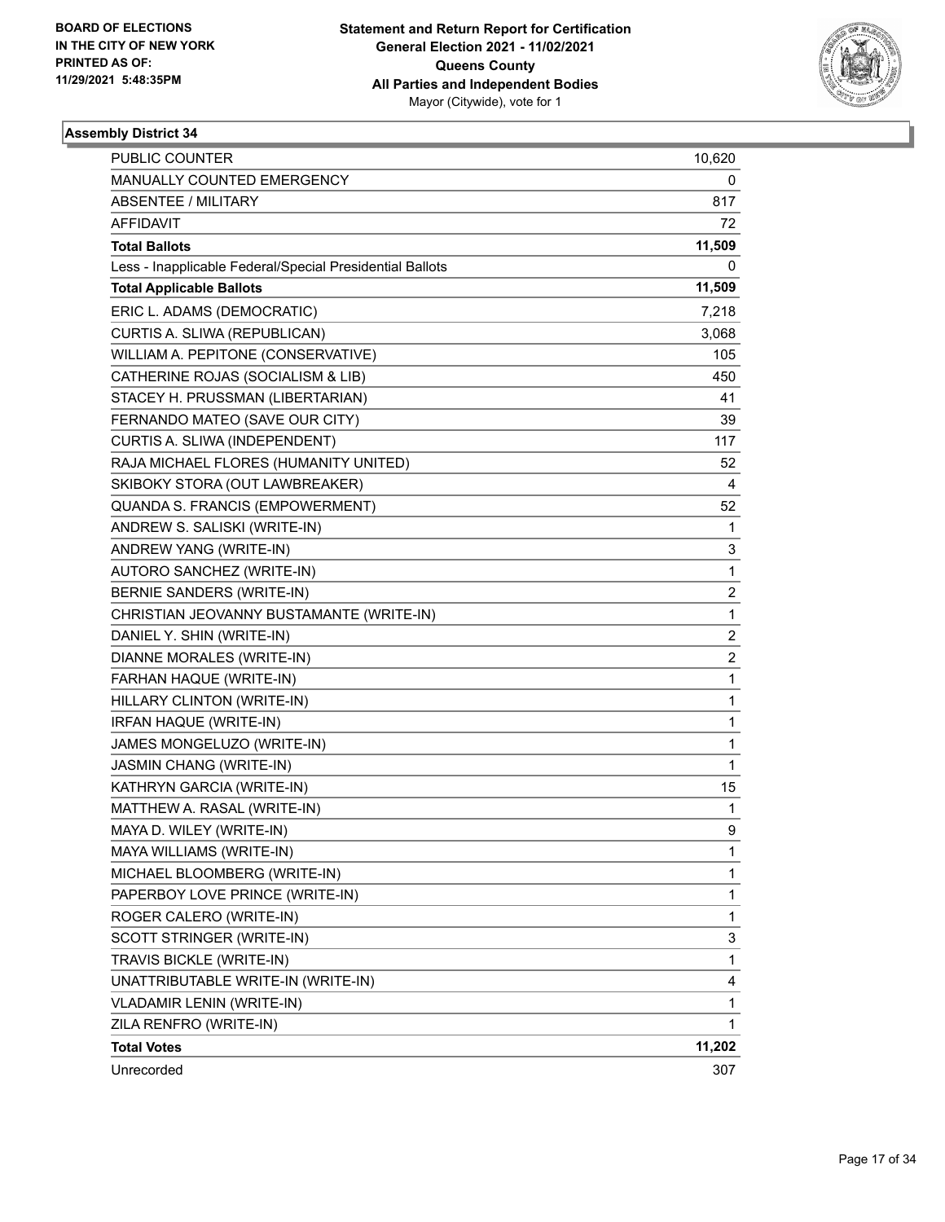**BOARD OF ELECTIONS IN THE CITY OF NEW YORK PRINTED AS OF: 11/29/2021 5:48:35PM**

**Statement and Return Report for Certification General Election 2021 - 11/02/2021 Queens County All Parties and Independent Bodies**

Mayor (Citywide), vote for 1

### Assembly District 34

| | |
|---|---|
| PUBLIC COUNTER | 10,620 |
| MANUALLY COUNTED EMERGENCY | 0 |
| ABSENTEE / MILITARY | 817 |
| AFFIDAVIT | 72 |
| **Total Ballots** | **11,509** |
| Less - Inapplicable Federal/Special Presidential Ballots | 0 |
| **Total Applicable Ballots** | **11,509** |
| ERIC L. ADAMS (DEMOCRATIC) | 7,218 |
| CURTIS A. SLIWA (REPUBLICAN) | 3,068 |
| WILLIAM A. PEPITONE (CONSERVATIVE) | 105 |
| CATHERINE ROJAS (SOCIALISM & LIB) | 450 |
| STACEY H. PRUSSMAN (LIBERTARIAN) | 41 |
| FERNANDO MATEO (SAVE OUR CITY) | 39 |
| CURTIS A. SLIWA (INDEPENDENT) | 117 |
| RAJA MICHAEL FLORES (HUMANITY UNITED) | 52 |
| SKIBOKY STORA (OUT LAWBREAKER) | 4 |
| QUANDA S. FRANCIS (EMPOWERMENT) | 52 |
| ANDREW S. SALISKI (WRITE-IN) | 1 |
| ANDREW YANG (WRITE-IN) | 3 |
| AUTORO SANCHEZ (WRITE-IN) | 1 |
| BERNIE SANDERS (WRITE-IN) | 2 |
| CHRISTIAN JEOVANNY BUSTAMANTE (WRITE-IN) | 1 |
| DANIEL Y. SHIN (WRITE-IN) | 2 |
| DIANNE MORALES (WRITE-IN) | 2 |
| FARHAN HAQUE (WRITE-IN) | 1 |
| HILLARY CLINTON (WRITE-IN) | 1 |
| IRFAN HAQUE (WRITE-IN) | 1 |
| JAMES MONGELUZO (WRITE-IN) | 1 |
| JASMIN CHANG (WRITE-IN) | 1 |
| KATHRYN GARCIA (WRITE-IN) | 15 |
| MATTHEW A. RASAL (WRITE-IN) | 1 |
| MAYA D. WILEY (WRITE-IN) | 9 |
| MAYA WILLIAMS (WRITE-IN) | 1 |
| MICHAEL BLOOMBERG (WRITE-IN) | 1 |
| PAPERBOY LOVE PRINCE (WRITE-IN) | 1 |
| ROGER CALERO (WRITE-IN) | 1 |
| SCOTT STRINGER (WRITE-IN) | 3 |
| TRAVIS BICKLE (WRITE-IN) | 1 |
| UNATTRIBUTABLE WRITE-IN (WRITE-IN) | 4 |
| VLADAMIR LENIN (WRITE-IN) | 1 |
| ZILA RENFRO (WRITE-IN) | 1 |
| **Total Votes** | **11,202** |
| Unrecorded | 307 |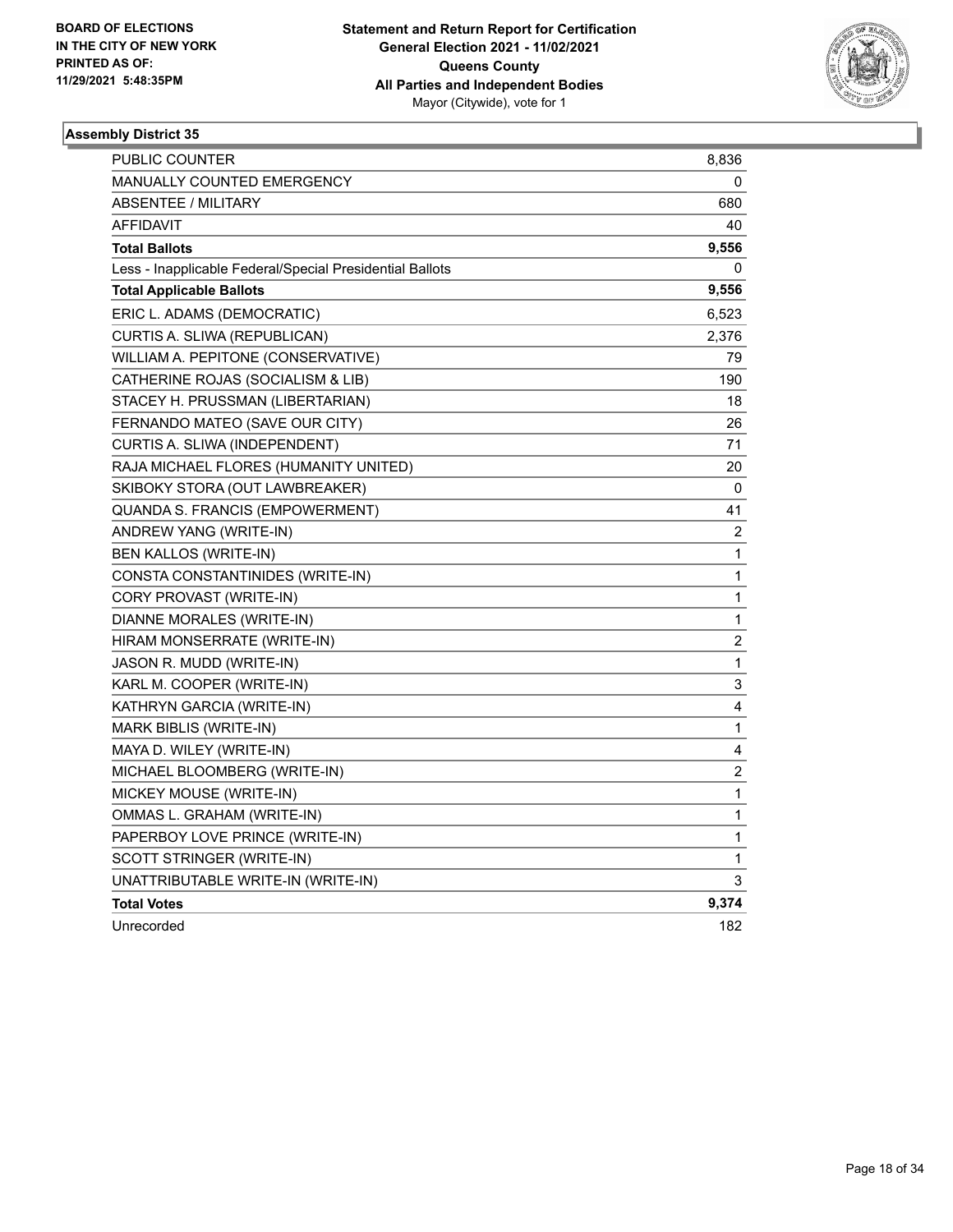BOARD OF ELECTIONS
IN THE CITY OF NEW YORK
PRINTED AS OF:
11/29/2021 5:48:35PM

**Statement and Return Report for Certification**
**General Election 2021 - 11/02/2021**
**Queens County**
**All Parties and Independent Bodies**
Mayor (Citywide), vote for 1

## Assembly District 35

| | |
|---|---|
| PUBLIC COUNTER | 8,836 |
| MANUALLY COUNTED EMERGENCY | 0 |
| ABSENTEE / MILITARY | 680 |
| AFFIDAVIT | 40 |
| **Total Ballots** | **9,556** |
| Less - Inapplicable Federal/Special Presidential Ballots | 0 |
| **Total Applicable Ballots** | **9,556** |
| ERIC L. ADAMS (DEMOCRATIC) | 6,523 |
| CURTIS A. SLIWA (REPUBLICAN) | 2,376 |
| WILLIAM A. PEPITONE (CONSERVATIVE) | 79 |
| CATHERINE ROJAS (SOCIALISM & LIB) | 190 |
| STACEY H. PRUSSMAN (LIBERTARIAN) | 18 |
| FERNANDO MATEO (SAVE OUR CITY) | 26 |
| CURTIS A. SLIWA (INDEPENDENT) | 71 |
| RAJA MICHAEL FLORES (HUMANITY UNITED) | 20 |
| SKIBOKY STORA (OUT LAWBREAKER) | 0 |
| QUANDA S. FRANCIS (EMPOWERMENT) | 41 |
| ANDREW YANG (WRITE-IN) | 2 |
| BEN KALLOS (WRITE-IN) | 1 |
| CONSTA CONSTANTINIDES (WRITE-IN) | 1 |
| CORY PROVAST (WRITE-IN) | 1 |
| DIANNE MORALES (WRITE-IN) | 1 |
| HIRAM MONSERRATE (WRITE-IN) | 2 |
| JASON R. MUDD (WRITE-IN) | 1 |
| KARL M. COOPER (WRITE-IN) | 3 |
| KATHRYN GARCIA (WRITE-IN) | 4 |
| MARK BIBLIS (WRITE-IN) | 1 |
| MAYA D. WILEY (WRITE-IN) | 4 |
| MICHAEL BLOOMBERG (WRITE-IN) | 2 |
| MICKEY MOUSE (WRITE-IN) | 1 |
| OMMAS L. GRAHAM (WRITE-IN) | 1 |
| PAPERBOY LOVE PRINCE (WRITE-IN) | 1 |
| SCOTT STRINGER (WRITE-IN) | 1 |
| UNATTRIBUTABLE WRITE-IN (WRITE-IN) | 3 |
| **Total Votes** | **9,374** |
| Unrecorded | 182 |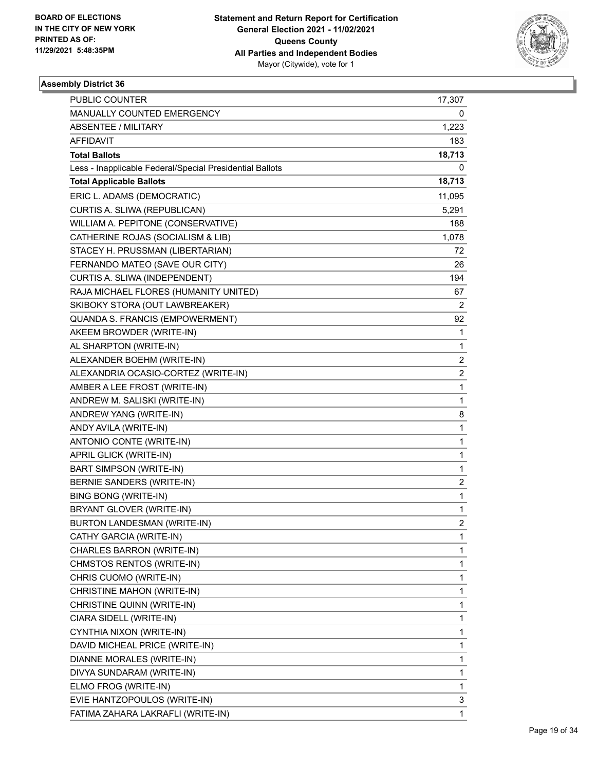BOARD OF ELECTIONS
IN THE CITY OF NEW YORK
PRINTED AS OF:
11/29/2021 5:48:35PM

**Statement and Return Report for Certification**
**General Election 2021 - 11/02/2021**
**Queens County**
**All Parties and Independent Bodies**
Mayor (Citywide), vote for 1

### Assembly District 36

| | |
|---|---|
| PUBLIC COUNTER | 17,307 |
| MANUALLY COUNTED EMERGENCY | 0 |
| ABSENTEE / MILITARY | 1,223 |
| AFFIDAVIT | 183 |
| **Total Ballots** | **18,713** |
| Less - Inapplicable Federal/Special Presidential Ballots | 0 |
| **Total Applicable Ballots** | **18,713** |
| ERIC L. ADAMS (DEMOCRATIC) | 11,095 |
| CURTIS A. SLIWA (REPUBLICAN) | 5,291 |
| WILLIAM A. PEPITONE (CONSERVATIVE) | 188 |
| CATHERINE ROJAS (SOCIALISM & LIB) | 1,078 |
| STACEY H. PRUSSMAN (LIBERTARIAN) | 72 |
| FERNANDO MATEO (SAVE OUR CITY) | 26 |
| CURTIS A. SLIWA (INDEPENDENT) | 194 |
| RAJA MICHAEL FLORES (HUMANITY UNITED) | 67 |
| SKIBOKY STORA (OUT LAWBREAKER) | 2 |
| QUANDA S. FRANCIS (EMPOWERMENT) | 92 |
| AKEEM BROWDER (WRITE-IN) | 1 |
| AL SHARPTON (WRITE-IN) | 1 |
| ALEXANDER BOEHM (WRITE-IN) | 2 |
| ALEXANDRIA OCASIO-CORTEZ (WRITE-IN) | 2 |
| AMBER A LEE FROST (WRITE-IN) | 1 |
| ANDREW M. SALISKI (WRITE-IN) | 1 |
| ANDREW YANG (WRITE-IN) | 8 |
| ANDY AVILA (WRITE-IN) | 1 |
| ANTONIO CONTE (WRITE-IN) | 1 |
| APRIL GLICK (WRITE-IN) | 1 |
| BART SIMPSON (WRITE-IN) | 1 |
| BERNIE SANDERS (WRITE-IN) | 2 |
| BING BONG (WRITE-IN) | 1 |
| BRYANT GLOVER (WRITE-IN) | 1 |
| BURTON LANDESMAN (WRITE-IN) | 2 |
| CATHY GARCIA (WRITE-IN) | 1 |
| CHARLES BARRON (WRITE-IN) | 1 |
| CHMSTOS RENTOS (WRITE-IN) | 1 |
| CHRIS CUOMO (WRITE-IN) | 1 |
| CHRISTINE MAHON (WRITE-IN) | 1 |
| CHRISTINE QUINN (WRITE-IN) | 1 |
| CIARA SIDELL (WRITE-IN) | 1 |
| CYNTHIA NIXON (WRITE-IN) | 1 |
| DAVID MICHEAL PRICE (WRITE-IN) | 1 |
| DIANNE MORALES (WRITE-IN) | 1 |
| DIVYA SUNDARAM (WRITE-IN) | 1 |
| ELMO FROG (WRITE-IN) | 1 |
| EVIE HANTZOPOULOS (WRITE-IN) | 3 |
| FATIMA ZAHARA LAKRAFLI (WRITE-IN) | 1 |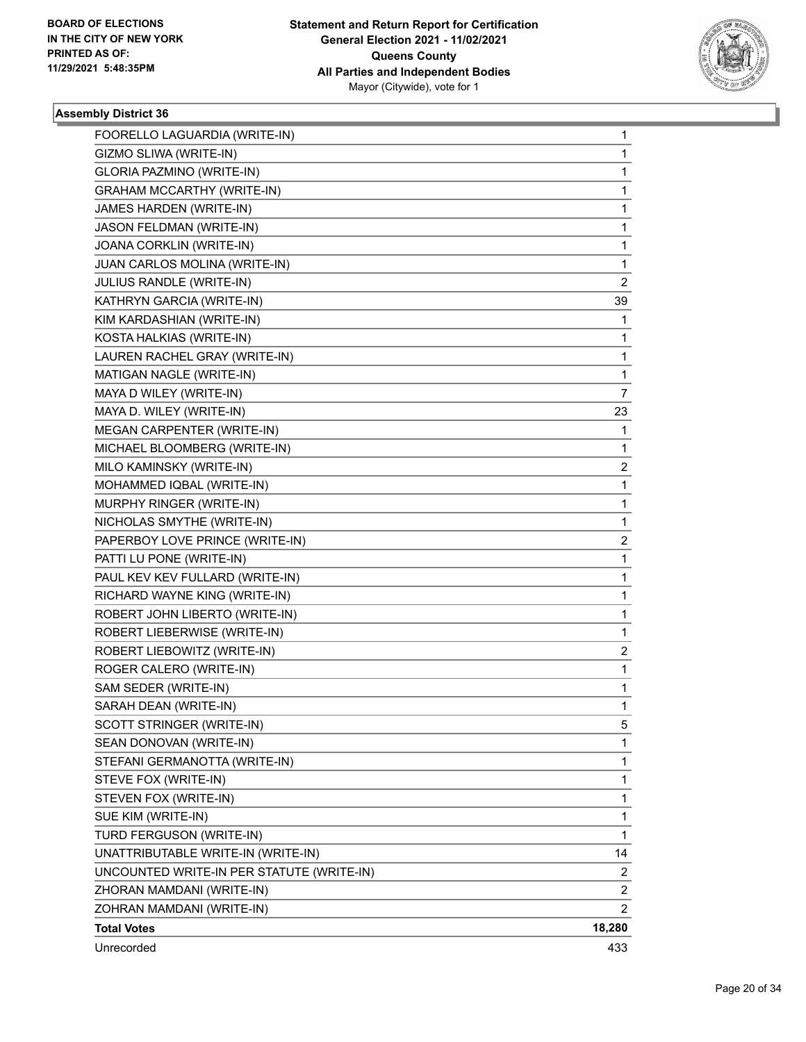**BOARD OF ELECTIONS IN THE CITY OF NEW YORK PRINTED AS OF: 11/29/2021 5:48:35PM**

**Statement and Return Report for Certification General Election 2021 - 11/02/2021 Queens County All Parties and Independent Bodies**
Mayor (Citywide), vote for 1

### Assembly District 36

| | |
|---|---|
| FOORELLO LAGUARDIA (WRITE-IN) | 1 |
| GIZMO SLIWA (WRITE-IN) | 1 |
| GLORIA PAZMINO (WRITE-IN) | 1 |
| GRAHAM MCCARTHY (WRITE-IN) | 1 |
| JAMES HARDEN (WRITE-IN) | 1 |
| JASON FELDMAN (WRITE-IN) | 1 |
| JOANA CORKLIN (WRITE-IN) | 1 |
| JUAN CARLOS MOLINA (WRITE-IN) | 1 |
| JULIUS RANDLE (WRITE-IN) | 2 |
| KATHRYN GARCIA (WRITE-IN) | 39 |
| KIM KARDASHIAN (WRITE-IN) | 1 |
| KOSTA HALKIAS (WRITE-IN) | 1 |
| LAUREN RACHEL GRAY (WRITE-IN) | 1 |
| MATIGAN NAGLE (WRITE-IN) | 1 |
| MAYA D WILEY (WRITE-IN) | 7 |
| MAYA D. WILEY (WRITE-IN) | 23 |
| MEGAN CARPENTER (WRITE-IN) | 1 |
| MICHAEL BLOOMBERG (WRITE-IN) | 1 |
| MILO KAMINSKY (WRITE-IN) | 2 |
| MOHAMMED IQBAL (WRITE-IN) | 1 |
| MURPHY RINGER (WRITE-IN) | 1 |
| NICHOLAS SMYTHE (WRITE-IN) | 1 |
| PAPERBOY LOVE PRINCE (WRITE-IN) | 2 |
| PATTI LU PONE (WRITE-IN) | 1 |
| PAUL KEV KEV FULLARD (WRITE-IN) | 1 |
| RICHARD WAYNE KING (WRITE-IN) | 1 |
| ROBERT JOHN LIBERTO (WRITE-IN) | 1 |
| ROBERT LIEBERWISE (WRITE-IN) | 1 |
| ROBERT LIEBOWITZ (WRITE-IN) | 2 |
| ROGER CALERO (WRITE-IN) | 1 |
| SAM SEDER (WRITE-IN) | 1 |
| SARAH DEAN (WRITE-IN) | 1 |
| SCOTT STRINGER (WRITE-IN) | 5 |
| SEAN DONOVAN (WRITE-IN) | 1 |
| STEFANI GERMANOTTA (WRITE-IN) | 1 |
| STEVE FOX (WRITE-IN) | 1 |
| STEVEN FOX (WRITE-IN) | 1 |
| SUE KIM (WRITE-IN) | 1 |
| TURD FERGUSON (WRITE-IN) | 1 |
| UNATTRIBUTABLE WRITE-IN (WRITE-IN) | 14 |
| UNCOUNTED WRITE-IN PER STATUTE (WRITE-IN) | 2 |
| ZHORAN MAMDANI (WRITE-IN) | 2 |
| ZOHRAN MAMDANI (WRITE-IN) | 2 |
| **Total Votes** | **18,280** |
| Unrecorded | 433 |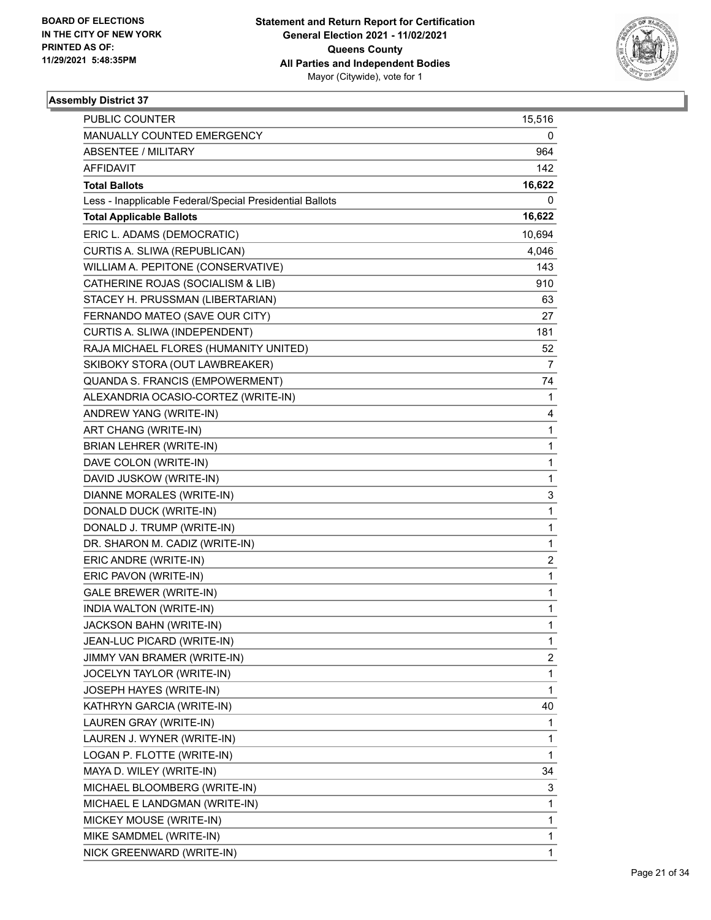**BOARD OF ELECTIONS IN THE CITY OF NEW YORK PRINTED AS OF: 11/29/2021 5:48:35PM**

**Statement and Return Report for Certification General Election 2021 - 11/02/2021 Queens County All Parties and Independent Bodies**
Mayor (Citywide), vote for 1

### Assembly District 37

| | |
|---|---|
| PUBLIC COUNTER | 15,516 |
| MANUALLY COUNTED EMERGENCY | 0 |
| ABSENTEE / MILITARY | 964 |
| AFFIDAVIT | 142 |
| **Total Ballots** | **16,622** |
| Less - Inapplicable Federal/Special Presidential Ballots | 0 |
| **Total Applicable Ballots** | **16,622** |
| ERIC L. ADAMS (DEMOCRATIC) | 10,694 |
| CURTIS A. SLIWA (REPUBLICAN) | 4,046 |
| WILLIAM A. PEPITONE (CONSERVATIVE) | 143 |
| CATHERINE ROJAS (SOCIALISM & LIB) | 910 |
| STACEY H. PRUSSMAN (LIBERTARIAN) | 63 |
| FERNANDO MATEO (SAVE OUR CITY) | 27 |
| CURTIS A. SLIWA (INDEPENDENT) | 181 |
| RAJA MICHAEL FLORES (HUMANITY UNITED) | 52 |
| SKIBOKY STORA (OUT LAWBREAKER) | 7 |
| QUANDA S. FRANCIS (EMPOWERMENT) | 74 |
| ALEXANDRIA OCASIO-CORTEZ (WRITE-IN) | 1 |
| ANDREW YANG (WRITE-IN) | 4 |
| ART CHANG (WRITE-IN) | 1 |
| BRIAN LEHRER (WRITE-IN) | 1 |
| DAVE COLON (WRITE-IN) | 1 |
| DAVID JUSKOW (WRITE-IN) | 1 |
| DIANNE MORALES (WRITE-IN) | 3 |
| DONALD DUCK (WRITE-IN) | 1 |
| DONALD J. TRUMP (WRITE-IN) | 1 |
| DR. SHARON M. CADIZ (WRITE-IN) | 1 |
| ERIC ANDRE (WRITE-IN) | 2 |
| ERIC PAVON (WRITE-IN) | 1 |
| GALE BREWER (WRITE-IN) | 1 |
| INDIA WALTON (WRITE-IN) | 1 |
| JACKSON BAHN (WRITE-IN) | 1 |
| JEAN-LUC PICARD (WRITE-IN) | 1 |
| JIMMY VAN BRAMER (WRITE-IN) | 2 |
| JOCELYN TAYLOR (WRITE-IN) | 1 |
| JOSEPH HAYES (WRITE-IN) | 1 |
| KATHRYN GARCIA (WRITE-IN) | 40 |
| LAUREN GRAY (WRITE-IN) | 1 |
| LAUREN J. WYNER (WRITE-IN) | 1 |
| LOGAN P. FLOTTE (WRITE-IN) | 1 |
| MAYA D. WILEY (WRITE-IN) | 34 |
| MICHAEL BLOOMBERG (WRITE-IN) | 3 |
| MICHAEL E LANDGMAN (WRITE-IN) | 1 |
| MICKEY MOUSE (WRITE-IN) | 1 |
| MIKE SAMDMEL (WRITE-IN) | 1 |
| NICK GREENWARD (WRITE-IN) | 1 |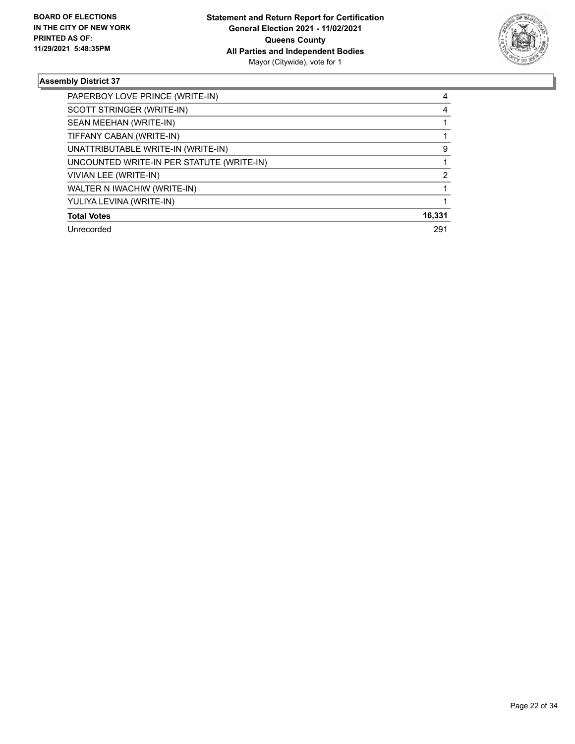## Assembly District 37

| | |
|---|---|
| PAPERBOY LOVE PRINCE (WRITE-IN) | 4 |
| SCOTT STRINGER (WRITE-IN) | 4 |
| SEAN MEEHAN (WRITE-IN) | 1 |
| TIFFANY CABAN (WRITE-IN) | 1 |
| UNATTRIBUTABLE WRITE-IN (WRITE-IN) | 9 |
| UNCOUNTED WRITE-IN PER STATUTE (WRITE-IN) | 1 |
| VIVIAN LEE (WRITE-IN) | 2 |
| WALTER N IWACHIW (WRITE-IN) | 1 |
| YULIYA LEVINA (WRITE-IN) | 1 |
| **Total Votes** | **16,331** |
| Unrecorded | 291 |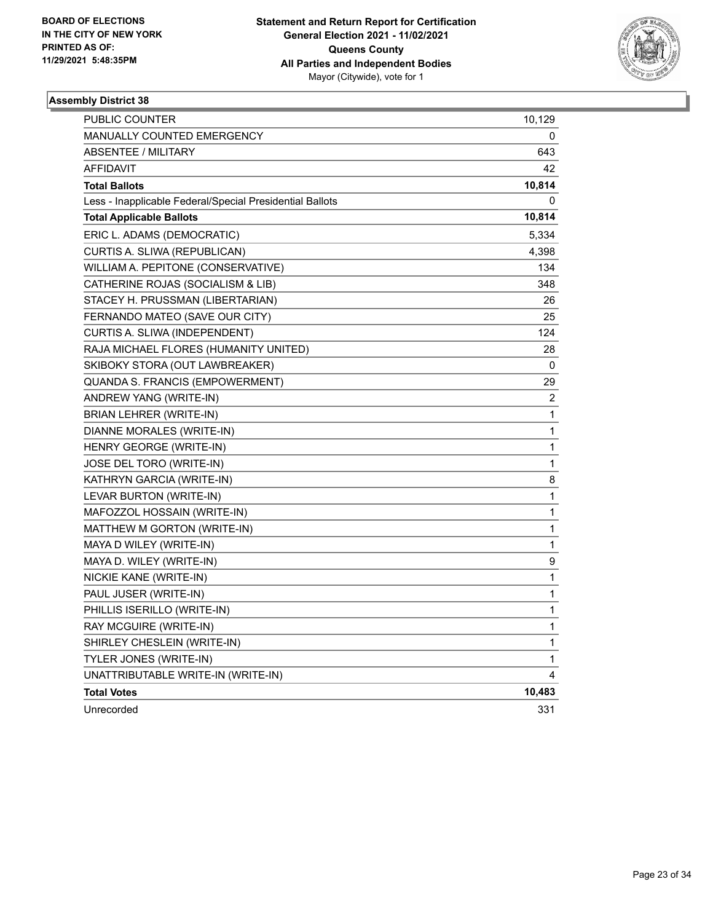BOARD OF ELECTIONS
IN THE CITY OF NEW YORK
PRINTED AS OF:
11/29/2021 5:48:35PM

**Statement and Return Report for Certification**
**General Election 2021 - 11/02/2021**
**Queens County**
**All Parties and Independent Bodies**
Mayor (Citywide), vote for 1

### Assembly District 38

| | |
|---|---|
| PUBLIC COUNTER | 10,129 |
| MANUALLY COUNTED EMERGENCY | 0 |
| ABSENTEE / MILITARY | 643 |
| AFFIDAVIT | 42 |
| **Total Ballots** | **10,814** |
| Less - Inapplicable Federal/Special Presidential Ballots | 0 |
| **Total Applicable Ballots** | **10,814** |
| ERIC L. ADAMS (DEMOCRATIC) | 5,334 |
| CURTIS A. SLIWA (REPUBLICAN) | 4,398 |
| WILLIAM A. PEPITONE (CONSERVATIVE) | 134 |
| CATHERINE ROJAS (SOCIALISM & LIB) | 348 |
| STACEY H. PRUSSMAN (LIBERTARIAN) | 26 |
| FERNANDO MATEO (SAVE OUR CITY) | 25 |
| CURTIS A. SLIWA (INDEPENDENT) | 124 |
| RAJA MICHAEL FLORES (HUMANITY UNITED) | 28 |
| SKIBOKY STORA (OUT LAWBREAKER) | 0 |
| QUANDA S. FRANCIS (EMPOWERMENT) | 29 |
| ANDREW YANG (WRITE-IN) | 2 |
| BRIAN LEHRER (WRITE-IN) | 1 |
| DIANNE MORALES (WRITE-IN) | 1 |
| HENRY GEORGE (WRITE-IN) | 1 |
| JOSE DEL TORO (WRITE-IN) | 1 |
| KATHRYN GARCIA (WRITE-IN) | 8 |
| LEVAR BURTON (WRITE-IN) | 1 |
| MAFOZZOL HOSSAIN (WRITE-IN) | 1 |
| MATTHEW M GORTON (WRITE-IN) | 1 |
| MAYA D WILEY (WRITE-IN) | 1 |
| MAYA D. WILEY (WRITE-IN) | 9 |
| NICKIE KANE (WRITE-IN) | 1 |
| PAUL JUSER (WRITE-IN) | 1 |
| PHILLIS ISERILLO (WRITE-IN) | 1 |
| RAY MCGUIRE (WRITE-IN) | 1 |
| SHIRLEY CHESLEIN (WRITE-IN) | 1 |
| TYLER JONES (WRITE-IN) | 1 |
| UNATTRIBUTABLE WRITE-IN (WRITE-IN) | 4 |
| **Total Votes** | **10,483** |
| Unrecorded | 331 |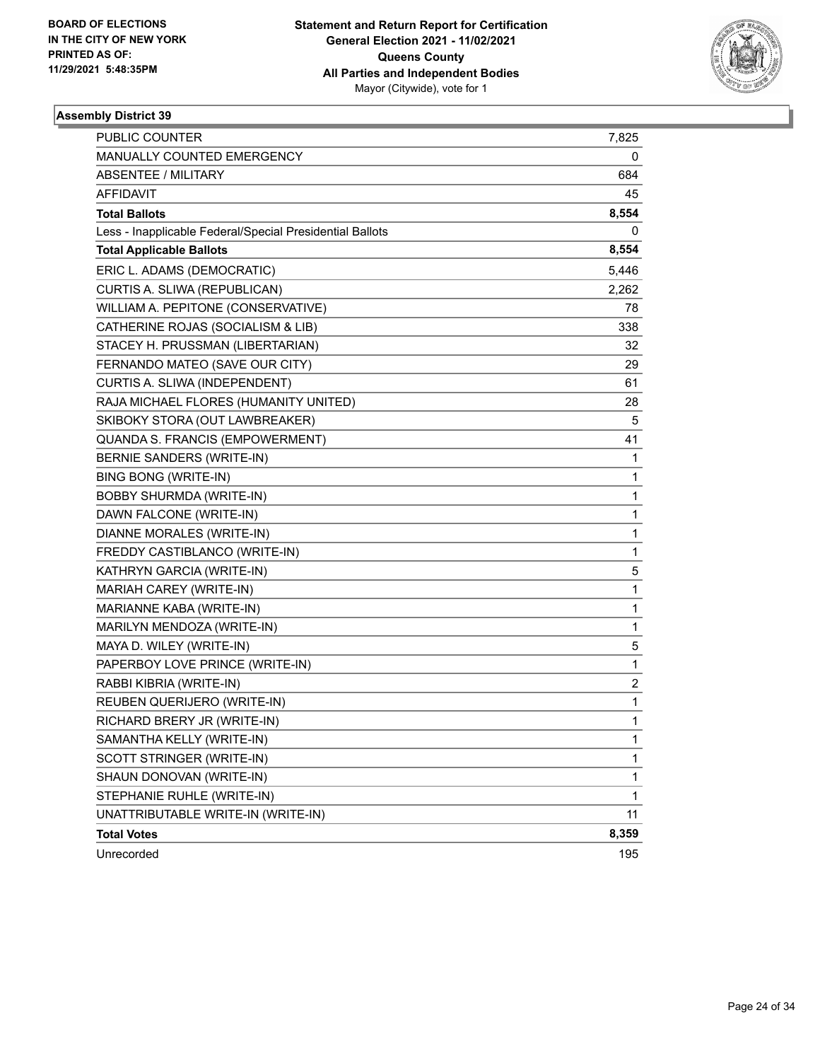BOARD OF ELECTIONS
IN THE CITY OF NEW YORK
PRINTED AS OF:
11/29/2021 5:48:35PM

**Statement and Return Report for Certification**
**General Election 2021 - 11/02/2021**
**Queens County**
**All Parties and Independent Bodies**
Mayor (Citywide), vote for 1

### Assembly District 39

| | |
|---|---|
| PUBLIC COUNTER | 7,825 |
| MANUALLY COUNTED EMERGENCY | 0 |
| ABSENTEE / MILITARY | 684 |
| AFFIDAVIT | 45 |
| **Total Ballots** | **8,554** |
| Less - Inapplicable Federal/Special Presidential Ballots | 0 |
| **Total Applicable Ballots** | **8,554** |
| ERIC L. ADAMS (DEMOCRATIC) | 5,446 |
| CURTIS A. SLIWA (REPUBLICAN) | 2,262 |
| WILLIAM A. PEPITONE (CONSERVATIVE) | 78 |
| CATHERINE ROJAS (SOCIALISM & LIB) | 338 |
| STACEY H. PRUSSMAN (LIBERTARIAN) | 32 |
| FERNANDO MATEO (SAVE OUR CITY) | 29 |
| CURTIS A. SLIWA (INDEPENDENT) | 61 |
| RAJA MICHAEL FLORES (HUMANITY UNITED) | 28 |
| SKIBOKY STORA (OUT LAWBREAKER) | 5 |
| QUANDA S. FRANCIS (EMPOWERMENT) | 41 |
| BERNIE SANDERS (WRITE-IN) | 1 |
| BING BONG (WRITE-IN) | 1 |
| BOBBY SHURMDA (WRITE-IN) | 1 |
| DAWN FALCONE (WRITE-IN) | 1 |
| DIANNE MORALES (WRITE-IN) | 1 |
| FREDDY CASTIBLANCO (WRITE-IN) | 1 |
| KATHRYN GARCIA (WRITE-IN) | 5 |
| MARIAH CAREY (WRITE-IN) | 1 |
| MARIANNE KABA (WRITE-IN) | 1 |
| MARILYN MENDOZA (WRITE-IN) | 1 |
| MAYA D. WILEY (WRITE-IN) | 5 |
| PAPERBOY LOVE PRINCE (WRITE-IN) | 1 |
| RABBI KIBRIA (WRITE-IN) | 2 |
| REUBEN QUERIJERO (WRITE-IN) | 1 |
| RICHARD BRERY JR (WRITE-IN) | 1 |
| SAMANTHA KELLY (WRITE-IN) | 1 |
| SCOTT STRINGER (WRITE-IN) | 1 |
| SHAUN DONOVAN (WRITE-IN) | 1 |
| STEPHANIE RUHLE (WRITE-IN) | 1 |
| UNATTRIBUTABLE WRITE-IN (WRITE-IN) | 11 |
| **Total Votes** | **8,359** |
| Unrecorded | 195 |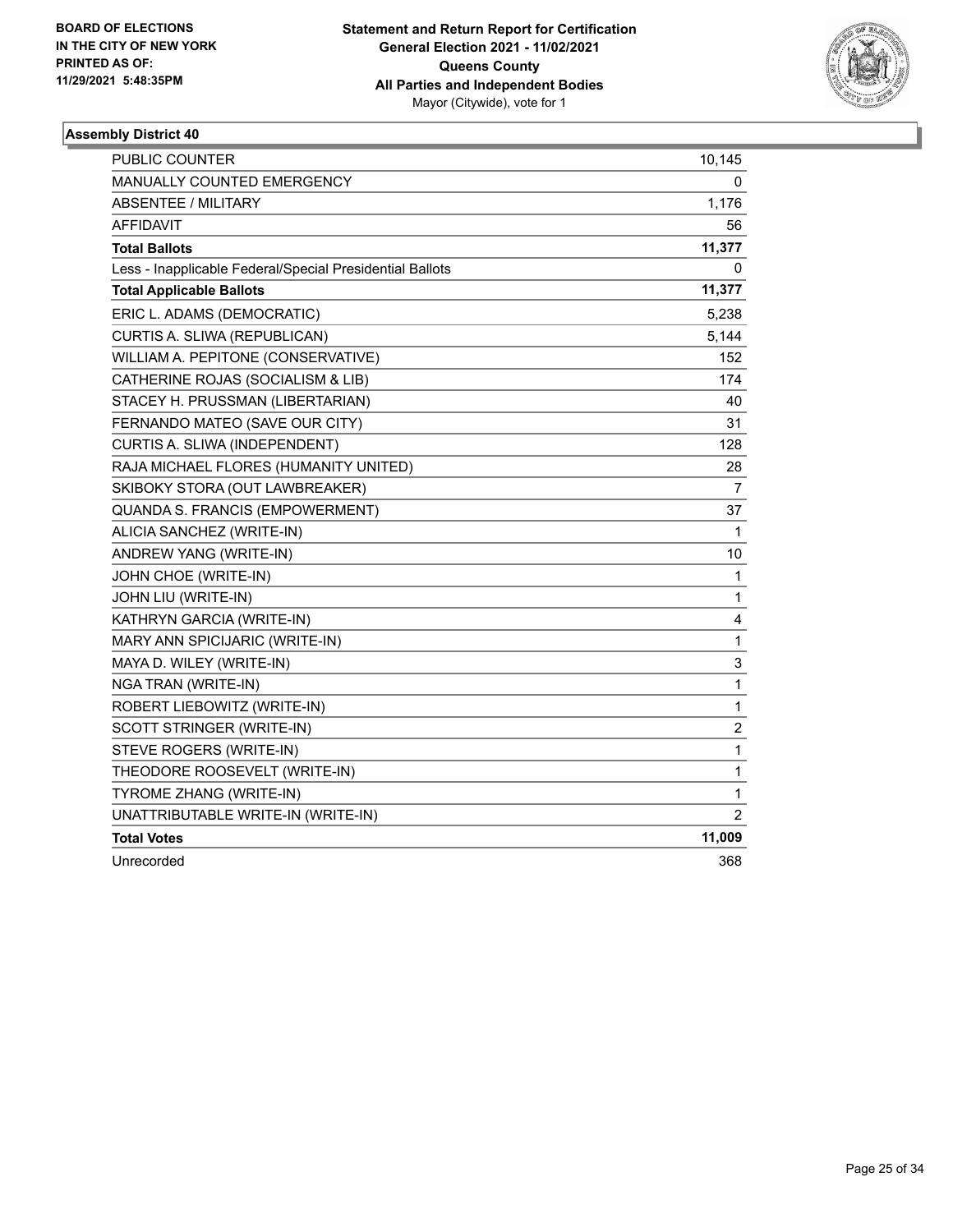BOARD OF ELECTIONS
IN THE CITY OF NEW YORK
PRINTED AS OF:
11/29/2021 5:48:35PM

**Statement and Return Report for Certification**
**General Election 2021 - 11/02/2021**
**Queens County**
**All Parties and Independent Bodies**
Mayor (Citywide), vote for 1

## Assembly District 40

| | |
|---|---|
| PUBLIC COUNTER | 10,145 |
| MANUALLY COUNTED EMERGENCY | 0 |
| ABSENTEE / MILITARY | 1,176 |
| AFFIDAVIT | 56 |
| **Total Ballots** | **11,377** |
| Less - Inapplicable Federal/Special Presidential Ballots | 0 |
| **Total Applicable Ballots** | **11,377** |
| ERIC L. ADAMS (DEMOCRATIC) | 5,238 |
| CURTIS A. SLIWA (REPUBLICAN) | 5,144 |
| WILLIAM A. PEPITONE (CONSERVATIVE) | 152 |
| CATHERINE ROJAS (SOCIALISM & LIB) | 174 |
| STACEY H. PRUSSMAN (LIBERTARIAN) | 40 |
| FERNANDO MATEO (SAVE OUR CITY) | 31 |
| CURTIS A. SLIWA (INDEPENDENT) | 128 |
| RAJA MICHAEL FLORES (HUMANITY UNITED) | 28 |
| SKIBOKY STORA (OUT LAWBREAKER) | 7 |
| QUANDA S. FRANCIS (EMPOWERMENT) | 37 |
| ALICIA SANCHEZ (WRITE-IN) | 1 |
| ANDREW YANG (WRITE-IN) | 10 |
| JOHN CHOE (WRITE-IN) | 1 |
| JOHN LIU (WRITE-IN) | 1 |
| KATHRYN GARCIA (WRITE-IN) | 4 |
| MARY ANN SPICIJARIC (WRITE-IN) | 1 |
| MAYA D. WILEY (WRITE-IN) | 3 |
| NGA TRAN (WRITE-IN) | 1 |
| ROBERT LIEBOWITZ (WRITE-IN) | 1 |
| SCOTT STRINGER (WRITE-IN) | 2 |
| STEVE ROGERS (WRITE-IN) | 1 |
| THEODORE ROOSEVELT (WRITE-IN) | 1 |
| TYROME ZHANG (WRITE-IN) | 1 |
| UNATTRIBUTABLE WRITE-IN (WRITE-IN) | 2 |
| **Total Votes** | **11,009** |
| Unrecorded | 368 |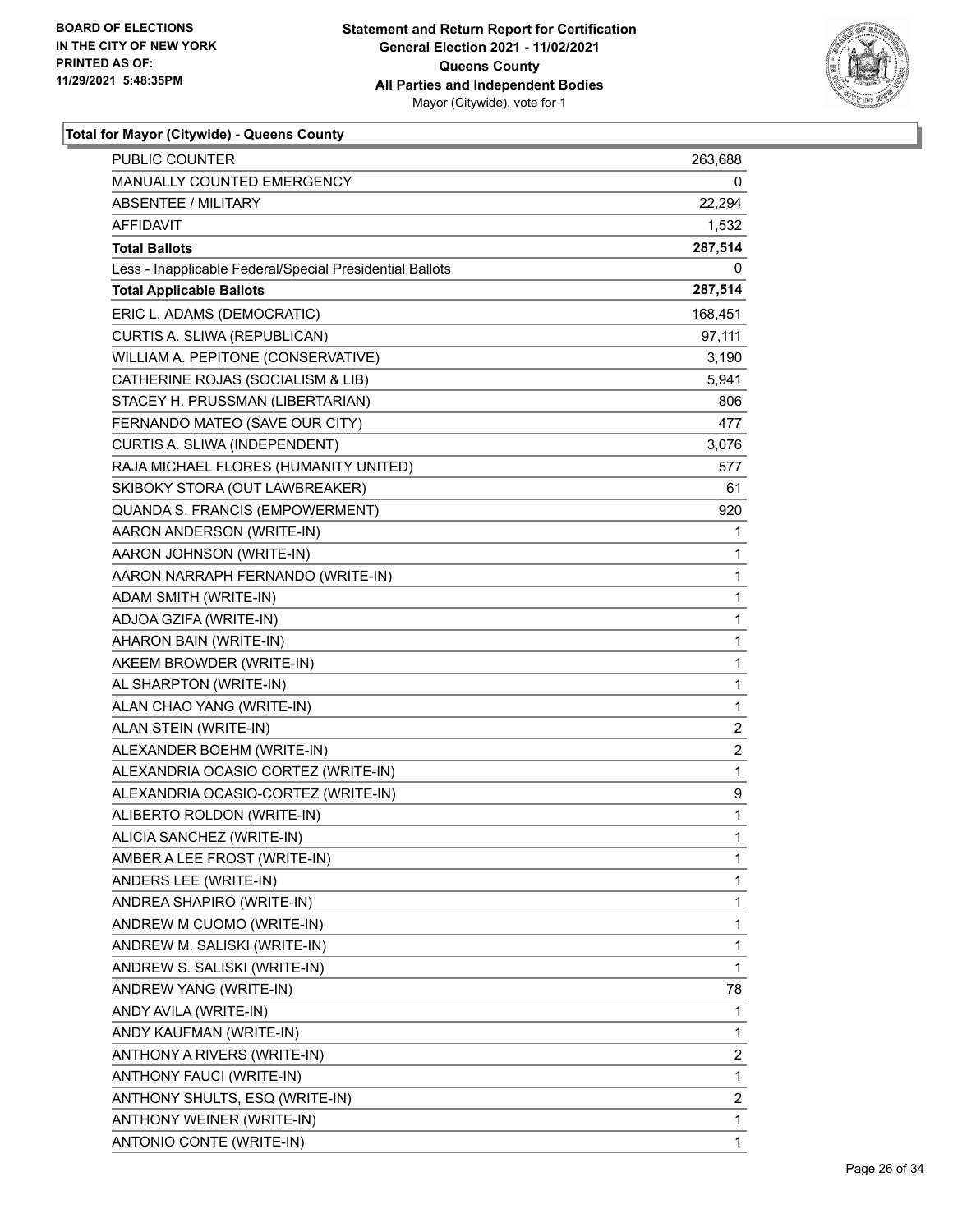BOARD OF ELECTIONS
IN THE CITY OF NEW YORK
PRINTED AS OF:
11/29/2021 5:48:35PM

**Statement and Return Report for Certification**
**General Election 2021 - 11/02/2021**
**Queens County**
**All Parties and Independent Bodies**
Mayor (Citywide), vote for 1

### Total for Mayor (Citywide) - Queens County

| | |
|---|---|
| PUBLIC COUNTER | 263,688 |
| MANUALLY COUNTED EMERGENCY | 0 |
| ABSENTEE / MILITARY | 22,294 |
| AFFIDAVIT | 1,532 |
| **Total Ballots** | **287,514** |
| Less - Inapplicable Federal/Special Presidential Ballots | 0 |
| **Total Applicable Ballots** | **287,514** |
| ERIC L. ADAMS (DEMOCRATIC) | 168,451 |
| CURTIS A. SLIWA (REPUBLICAN) | 97,111 |
| WILLIAM A. PEPITONE (CONSERVATIVE) | 3,190 |
| CATHERINE ROJAS (SOCIALISM & LIB) | 5,941 |
| STACEY H. PRUSSMAN (LIBERTARIAN) | 806 |
| FERNANDO MATEO (SAVE OUR CITY) | 477 |
| CURTIS A. SLIWA (INDEPENDENT) | 3,076 |
| RAJA MICHAEL FLORES (HUMANITY UNITED) | 577 |
| SKIBOKY STORA (OUT LAWBREAKER) | 61 |
| QUANDA S. FRANCIS (EMPOWERMENT) | 920 |
| AARON ANDERSON (WRITE-IN) | 1 |
| AARON JOHNSON (WRITE-IN) | 1 |
| AARON NARRAPH FERNANDO (WRITE-IN) | 1 |
| ADAM SMITH (WRITE-IN) | 1 |
| ADJOA GZIFA (WRITE-IN) | 1 |
| AHARON BAIN (WRITE-IN) | 1 |
| AKEEM BROWDER (WRITE-IN) | 1 |
| AL SHARPTON (WRITE-IN) | 1 |
| ALAN CHAO YANG (WRITE-IN) | 1 |
| ALAN STEIN (WRITE-IN) | 2 |
| ALEXANDER BOEHM (WRITE-IN) | 2 |
| ALEXANDRIA OCASIO CORTEZ (WRITE-IN) | 1 |
| ALEXANDRIA OCASIO-CORTEZ (WRITE-IN) | 9 |
| ALIBERTO ROLDON (WRITE-IN) | 1 |
| ALICIA SANCHEZ (WRITE-IN) | 1 |
| AMBER A LEE FROST (WRITE-IN) | 1 |
| ANDERS LEE (WRITE-IN) | 1 |
| ANDREA SHAPIRO (WRITE-IN) | 1 |
| ANDREW M CUOMO (WRITE-IN) | 1 |
| ANDREW M. SALISKI (WRITE-IN) | 1 |
| ANDREW S. SALISKI (WRITE-IN) | 1 |
| ANDREW YANG (WRITE-IN) | 78 |
| ANDY AVILA (WRITE-IN) | 1 |
| ANDY KAUFMAN (WRITE-IN) | 1 |
| ANTHONY A RIVERS (WRITE-IN) | 2 |
| ANTHONY FAUCI (WRITE-IN) | 1 |
| ANTHONY SHULTS, ESQ (WRITE-IN) | 2 |
| ANTHONY WEINER (WRITE-IN) | 1 |
| ANTONIO CONTE (WRITE-IN) | 1 |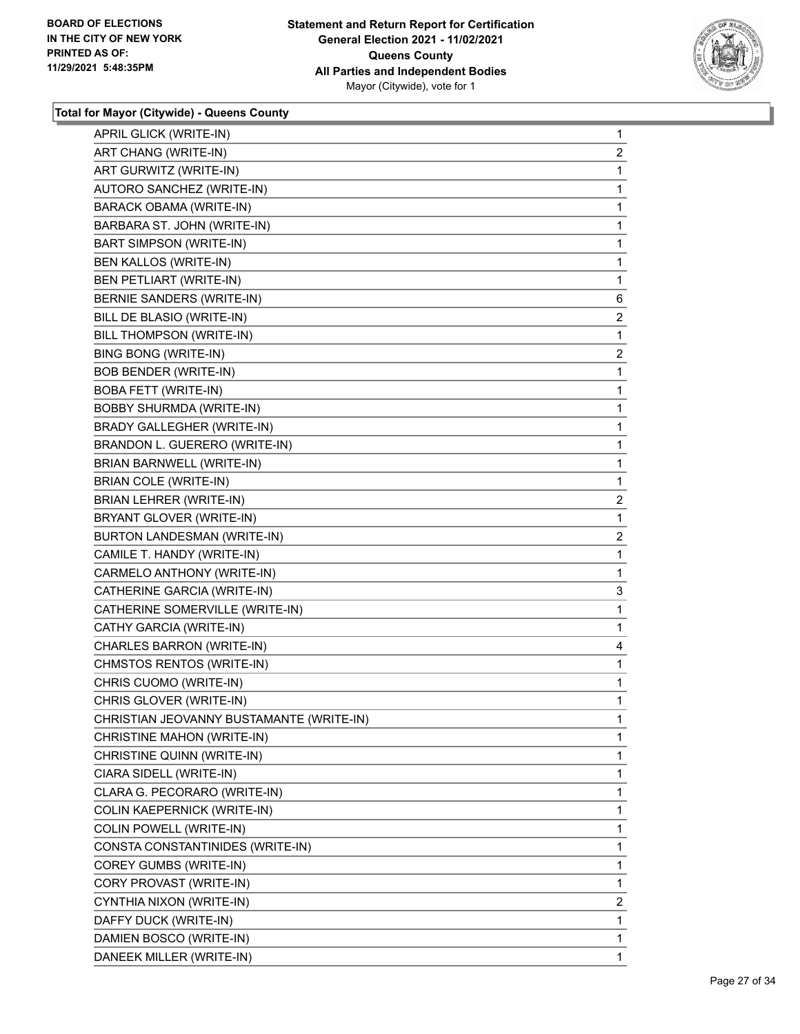**Total for Mayor (Citywide) - Queens County**

| | |
|---|---|
| APRIL GLICK (WRITE-IN) | 1 |
| ART CHANG (WRITE-IN) | 2 |
| ART GURWITZ (WRITE-IN) | 1 |
| AUTORO SANCHEZ (WRITE-IN) | 1 |
| BARACK OBAMA (WRITE-IN) | 1 |
| BARBARA ST. JOHN (WRITE-IN) | 1 |
| BART SIMPSON (WRITE-IN) | 1 |
| BEN KALLOS (WRITE-IN) | 1 |
| BEN PETLIART (WRITE-IN) | 1 |
| BERNIE SANDERS (WRITE-IN) | 6 |
| BILL DE BLASIO (WRITE-IN) | 2 |
| BILL THOMPSON (WRITE-IN) | 1 |
| BING BONG (WRITE-IN) | 2 |
| BOB BENDER (WRITE-IN) | 1 |
| BOBA FETT (WRITE-IN) | 1 |
| BOBBY SHURMDA (WRITE-IN) | 1 |
| BRADY GALLEGHER (WRITE-IN) | 1 |
| BRANDON L. GUERERO (WRITE-IN) | 1 |
| BRIAN BARNWELL (WRITE-IN) | 1 |
| BRIAN COLE (WRITE-IN) | 1 |
| BRIAN LEHRER (WRITE-IN) | 2 |
| BRYANT GLOVER (WRITE-IN) | 1 |
| BURTON LANDESMAN (WRITE-IN) | 2 |
| CAMILE T. HANDY (WRITE-IN) | 1 |
| CARMELO ANTHONY (WRITE-IN) | 1 |
| CATHERINE GARCIA (WRITE-IN) | 3 |
| CATHERINE SOMERVILLE (WRITE-IN) | 1 |
| CATHY GARCIA (WRITE-IN) | 1 |
| CHARLES BARRON (WRITE-IN) | 4 |
| CHMSTOS RENTOS (WRITE-IN) | 1 |
| CHRIS CUOMO (WRITE-IN) | 1 |
| CHRIS GLOVER (WRITE-IN) | 1 |
| CHRISTIAN JEOVANNY BUSTAMANTE (WRITE-IN) | 1 |
| CHRISTINE MAHON (WRITE-IN) | 1 |
| CHRISTINE QUINN (WRITE-IN) | 1 |
| CIARA SIDELL (WRITE-IN) | 1 |
| CLARA G. PECORARO (WRITE-IN) | 1 |
| COLIN KAEPERNICK (WRITE-IN) | 1 |
| COLIN POWELL (WRITE-IN) | 1 |
| CONSTA CONSTANTINIDES (WRITE-IN) | 1 |
| COREY GUMBS (WRITE-IN) | 1 |
| CORY PROVAST (WRITE-IN) | 1 |
| CYNTHIA NIXON (WRITE-IN) | 2 |
| DAFFY DUCK (WRITE-IN) | 1 |
| DAMIEN BOSCO (WRITE-IN) | 1 |
| DANEEK MILLER (WRITE-IN) | 1 |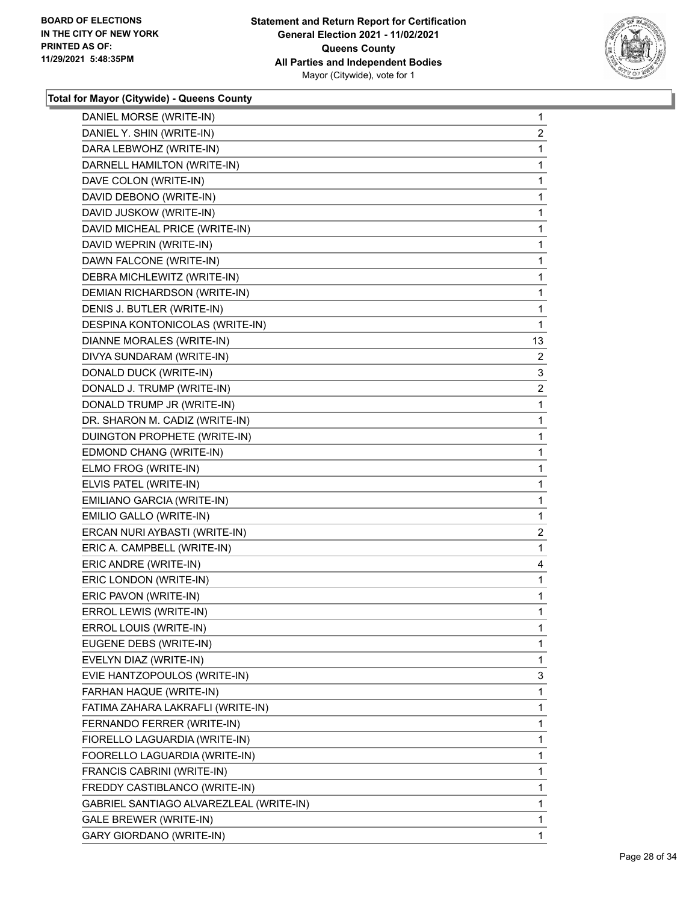**Total for Mayor (Citywide) - Queens County**

| | |
|---|---|
| DANIEL MORSE (WRITE-IN) | 1 |
| DANIEL Y. SHIN (WRITE-IN) | 2 |
| DARA LEBWOHZ (WRITE-IN) | 1 |
| DARNELL HAMILTON (WRITE-IN) | 1 |
| DAVE COLON (WRITE-IN) | 1 |
| DAVID DEBONO (WRITE-IN) | 1 |
| DAVID JUSKOW (WRITE-IN) | 1 |
| DAVID MICHEAL PRICE (WRITE-IN) | 1 |
| DAVID WEPRIN (WRITE-IN) | 1 |
| DAWN FALCONE (WRITE-IN) | 1 |
| DEBRA MICHLEWITZ (WRITE-IN) | 1 |
| DEMIAN RICHARDSON (WRITE-IN) | 1 |
| DENIS J. BUTLER (WRITE-IN) | 1 |
| DESPINA KONTONICOLAS (WRITE-IN) | 1 |
| DIANNE MORALES (WRITE-IN) | 13 |
| DIVYA SUNDARAM (WRITE-IN) | 2 |
| DONALD DUCK (WRITE-IN) | 3 |
| DONALD J. TRUMP (WRITE-IN) | 2 |
| DONALD TRUMP JR (WRITE-IN) | 1 |
| DR. SHARON M. CADIZ (WRITE-IN) | 1 |
| DUINGTON PROPHETE (WRITE-IN) | 1 |
| EDMOND CHANG (WRITE-IN) | 1 |
| ELMO FROG (WRITE-IN) | 1 |
| ELVIS PATEL (WRITE-IN) | 1 |
| EMILIANO GARCIA (WRITE-IN) | 1 |
| EMILIO GALLO (WRITE-IN) | 1 |
| ERCAN NURI AYBASTI (WRITE-IN) | 2 |
| ERIC A. CAMPBELL (WRITE-IN) | 1 |
| ERIC ANDRE (WRITE-IN) | 4 |
| ERIC LONDON (WRITE-IN) | 1 |
| ERIC PAVON (WRITE-IN) | 1 |
| ERROL LEWIS (WRITE-IN) | 1 |
| ERROL LOUIS (WRITE-IN) | 1 |
| EUGENE DEBS (WRITE-IN) | 1 |
| EVELYN DIAZ (WRITE-IN) | 1 |
| EVIE HANTZOPOULOS (WRITE-IN) | 3 |
| FARHAN HAQUE (WRITE-IN) | 1 |
| FATIMA ZAHARA LAKRAFLI (WRITE-IN) | 1 |
| FERNANDO FERRER (WRITE-IN) | 1 |
| FIORELLO LAGUARDIA (WRITE-IN) | 1 |
| FOORELLO LAGUARDIA (WRITE-IN) | 1 |
| FRANCIS CABRINI (WRITE-IN) | 1 |
| FREDDY CASTIBLANCO (WRITE-IN) | 1 |
| GABRIEL SANTIAGO ALVAREZLEAL (WRITE-IN) | 1 |
| GALE BREWER (WRITE-IN) | 1 |
| GARY GIORDANO (WRITE-IN) | 1 |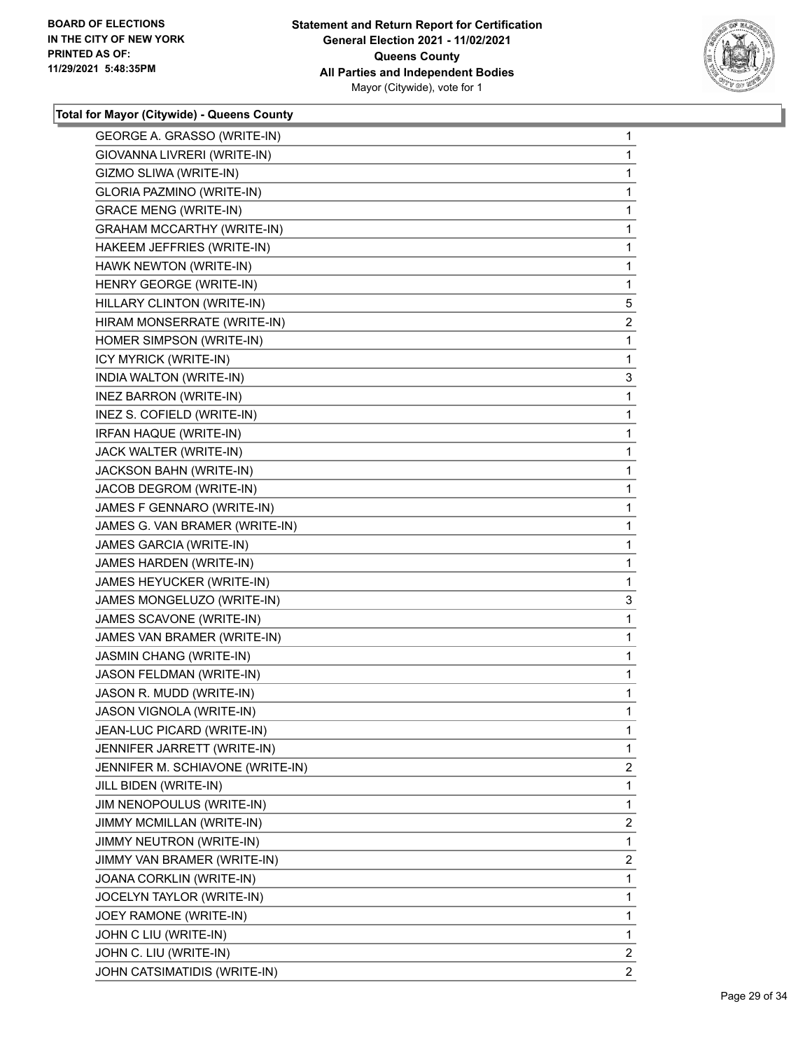**Total for Mayor (Citywide) - Queens County**

| | |
|---|---|
| GEORGE A. GRASSO (WRITE-IN) | 1 |
| GIOVANNA LIVRERI (WRITE-IN) | 1 |
| GIZMO SLIWA (WRITE-IN) | 1 |
| GLORIA PAZMINO (WRITE-IN) | 1 |
| GRACE MENG (WRITE-IN) | 1 |
| GRAHAM MCCARTHY (WRITE-IN) | 1 |
| HAKEEM JEFFRIES (WRITE-IN) | 1 |
| HAWK NEWTON (WRITE-IN) | 1 |
| HENRY GEORGE (WRITE-IN) | 1 |
| HILLARY CLINTON (WRITE-IN) | 5 |
| HIRAM MONSERRATE (WRITE-IN) | 2 |
| HOMER SIMPSON (WRITE-IN) | 1 |
| ICY MYRICK (WRITE-IN) | 1 |
| INDIA WALTON (WRITE-IN) | 3 |
| INEZ BARRON (WRITE-IN) | 1 |
| INEZ S. COFIELD (WRITE-IN) | 1 |
| IRFAN HAQUE (WRITE-IN) | 1 |
| JACK WALTER (WRITE-IN) | 1 |
| JACKSON BAHN (WRITE-IN) | 1 |
| JACOB DEGROM (WRITE-IN) | 1 |
| JAMES F GENNARO (WRITE-IN) | 1 |
| JAMES G. VAN BRAMER (WRITE-IN) | 1 |
| JAMES GARCIA (WRITE-IN) | 1 |
| JAMES HARDEN (WRITE-IN) | 1 |
| JAMES HEYUCKER (WRITE-IN) | 1 |
| JAMES MONGELUZO (WRITE-IN) | 3 |
| JAMES SCAVONE (WRITE-IN) | 1 |
| JAMES VAN BRAMER (WRITE-IN) | 1 |
| JASMIN CHANG (WRITE-IN) | 1 |
| JASON FELDMAN (WRITE-IN) | 1 |
| JASON R. MUDD (WRITE-IN) | 1 |
| JASON VIGNOLA (WRITE-IN) | 1 |
| JEAN-LUC PICARD (WRITE-IN) | 1 |
| JENNIFER JARRETT (WRITE-IN) | 1 |
| JENNIFER M. SCHIAVONE (WRITE-IN) | 2 |
| JILL BIDEN (WRITE-IN) | 1 |
| JIM NENOPOULUS (WRITE-IN) | 1 |
| JIMMY MCMILLAN (WRITE-IN) | 2 |
| JIMMY NEUTRON (WRITE-IN) | 1 |
| JIMMY VAN BRAMER (WRITE-IN) | 2 |
| JOANA CORKLIN (WRITE-IN) | 1 |
| JOCELYN TAYLOR (WRITE-IN) | 1 |
| JOEY RAMONE (WRITE-IN) | 1 |
| JOHN C LIU (WRITE-IN) | 1 |
| JOHN C. LIU (WRITE-IN) | 2 |
| JOHN CATSIMATIDIS (WRITE-IN) | 2 |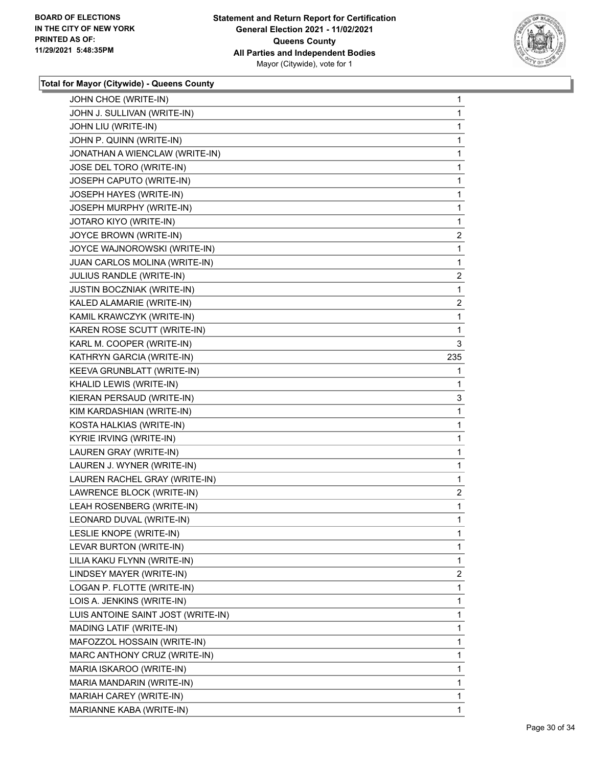**BOARD OF ELECTIONS IN THE CITY OF NEW YORK PRINTED AS OF: 11/29/2021 5:48:35PM**

**Statement and Return Report for Certification General Election 2021 - 11/02/2021 Queens County All Parties and Independent Bodies**
Mayor (Citywide), vote for 1

### Total for Mayor (Citywide) - Queens County

| | |
|---|---|
| JOHN CHOE (WRITE-IN) | 1 |
| JOHN J. SULLIVAN (WRITE-IN) | 1 |
| JOHN LIU (WRITE-IN) | 1 |
| JOHN P. QUINN (WRITE-IN) | 1 |
| JONATHAN A WIENCLAW (WRITE-IN) | 1 |
| JOSE DEL TORO (WRITE-IN) | 1 |
| JOSEPH CAPUTO (WRITE-IN) | 1 |
| JOSEPH HAYES (WRITE-IN) | 1 |
| JOSEPH MURPHY (WRITE-IN) | 1 |
| JOTARO KIYO (WRITE-IN) | 1 |
| JOYCE BROWN (WRITE-IN) | 2 |
| JOYCE WAJNOROWSKI (WRITE-IN) | 1 |
| JUAN CARLOS MOLINA (WRITE-IN) | 1 |
| JULIUS RANDLE (WRITE-IN) | 2 |
| JUSTIN BOCZNIAK (WRITE-IN) | 1 |
| KALED ALAMARIE (WRITE-IN) | 2 |
| KAMIL KRAWCZYK (WRITE-IN) | 1 |
| KAREN ROSE SCUTT (WRITE-IN) | 1 |
| KARL M. COOPER (WRITE-IN) | 3 |
| KATHRYN GARCIA (WRITE-IN) | 235 |
| KEEVA GRUNBLATT (WRITE-IN) | 1 |
| KHALID LEWIS (WRITE-IN) | 1 |
| KIERAN PERSAUD (WRITE-IN) | 3 |
| KIM KARDASHIAN (WRITE-IN) | 1 |
| KOSTA HALKIAS (WRITE-IN) | 1 |
| KYRIE IRVING (WRITE-IN) | 1 |
| LAUREN GRAY (WRITE-IN) | 1 |
| LAUREN J. WYNER (WRITE-IN) | 1 |
| LAUREN RACHEL GRAY (WRITE-IN) | 1 |
| LAWRENCE BLOCK (WRITE-IN) | 2 |
| LEAH ROSENBERG (WRITE-IN) | 1 |
| LEONARD DUVAL (WRITE-IN) | 1 |
| LESLIE KNOPE (WRITE-IN) | 1 |
| LEVAR BURTON (WRITE-IN) | 1 |
| LILIA KAKU FLYNN (WRITE-IN) | 1 |
| LINDSEY MAYER (WRITE-IN) | 2 |
| LOGAN P. FLOTTE (WRITE-IN) | 1 |
| LOIS A. JENKINS (WRITE-IN) | 1 |
| LUIS ANTOINE SAINT JOST (WRITE-IN) | 1 |
| MADING LATIF (WRITE-IN) | 1 |
| MAFOZZOL HOSSAIN (WRITE-IN) | 1 |
| MARC ANTHONY CRUZ (WRITE-IN) | 1 |
| MARIA ISKAROO (WRITE-IN) | 1 |
| MARIA MANDARIN (WRITE-IN) | 1 |
| MARIAH CAREY (WRITE-IN) | 1 |
| MARIANNE KABA (WRITE-IN) | 1 |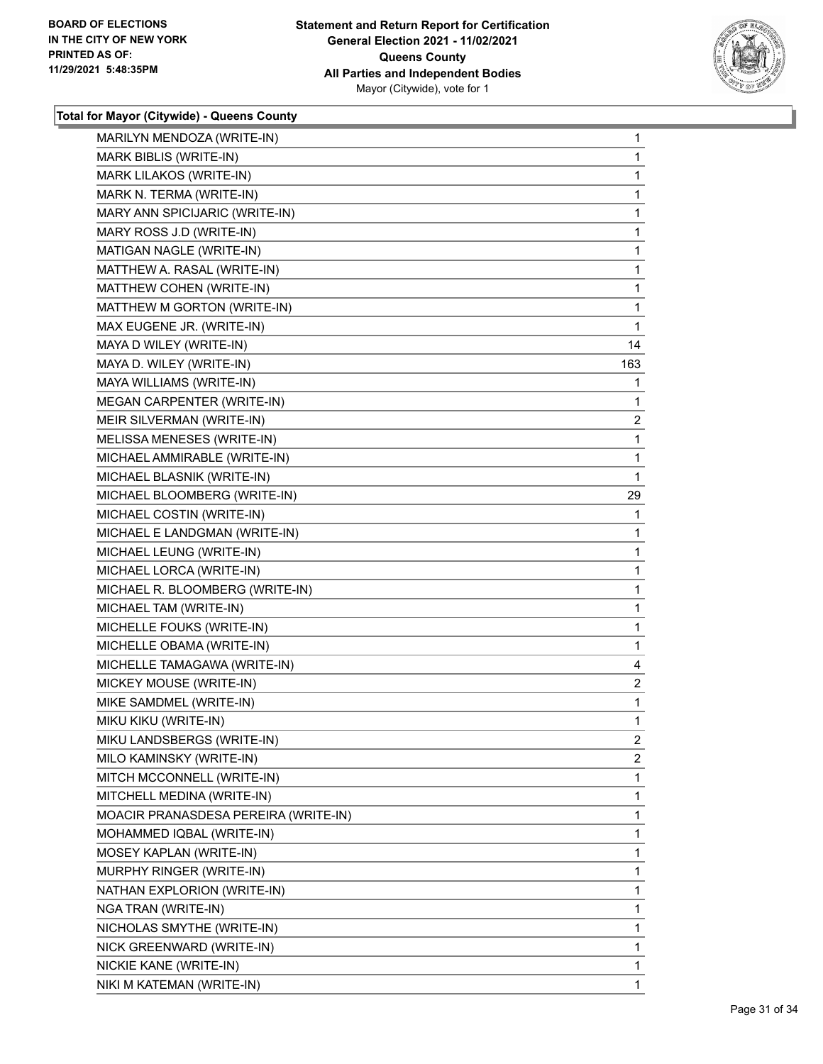**Total for Mayor (Citywide) - Queens County**

| | |
|---|---|
| MARILYN MENDOZA (WRITE-IN) | 1 |
| MARK BIBLIS (WRITE-IN) | 1 |
| MARK LILAKOS (WRITE-IN) | 1 |
| MARK N. TERMA (WRITE-IN) | 1 |
| MARY ANN SPICIJARIC (WRITE-IN) | 1 |
| MARY ROSS J.D (WRITE-IN) | 1 |
| MATIGAN NAGLE (WRITE-IN) | 1 |
| MATTHEW A. RASAL (WRITE-IN) | 1 |
| MATTHEW COHEN (WRITE-IN) | 1 |
| MATTHEW M GORTON (WRITE-IN) | 1 |
| MAX EUGENE JR. (WRITE-IN) | 1 |
| MAYA D WILEY (WRITE-IN) | 14 |
| MAYA D. WILEY (WRITE-IN) | 163 |
| MAYA WILLIAMS (WRITE-IN) | 1 |
| MEGAN CARPENTER (WRITE-IN) | 1 |
| MEIR SILVERMAN (WRITE-IN) | 2 |
| MELISSA MENESES (WRITE-IN) | 1 |
| MICHAEL AMMIRABLE (WRITE-IN) | 1 |
| MICHAEL BLASNIK (WRITE-IN) | 1 |
| MICHAEL BLOOMBERG (WRITE-IN) | 29 |
| MICHAEL COSTIN (WRITE-IN) | 1 |
| MICHAEL E LANDGMAN (WRITE-IN) | 1 |
| MICHAEL LEUNG (WRITE-IN) | 1 |
| MICHAEL LORCA (WRITE-IN) | 1 |
| MICHAEL R. BLOOMBERG (WRITE-IN) | 1 |
| MICHAEL TAM (WRITE-IN) | 1 |
| MICHELLE FOUKS (WRITE-IN) | 1 |
| MICHELLE OBAMA (WRITE-IN) | 1 |
| MICHELLE TAMAGAWA (WRITE-IN) | 4 |
| MICKEY MOUSE (WRITE-IN) | 2 |
| MIKE SAMDMEL (WRITE-IN) | 1 |
| MIKU KIKU (WRITE-IN) | 1 |
| MIKU LANDSBERGS (WRITE-IN) | 2 |
| MILO KAMINSKY (WRITE-IN) | 2 |
| MITCH MCCONNELL (WRITE-IN) | 1 |
| MITCHELL MEDINA (WRITE-IN) | 1 |
| MOACIR PRANASDESA PEREIRA (WRITE-IN) | 1 |
| MOHAMMED IQBAL (WRITE-IN) | 1 |
| MOSEY KAPLAN (WRITE-IN) | 1 |
| MURPHY RINGER (WRITE-IN) | 1 |
| NATHAN EXPLORION (WRITE-IN) | 1 |
| NGA TRAN (WRITE-IN) | 1 |
| NICHOLAS SMYTHE (WRITE-IN) | 1 |
| NICK GREENWARD (WRITE-IN) | 1 |
| NICKIE KANE (WRITE-IN) | 1 |
| NIKI M KATEMAN (WRITE-IN) | 1 |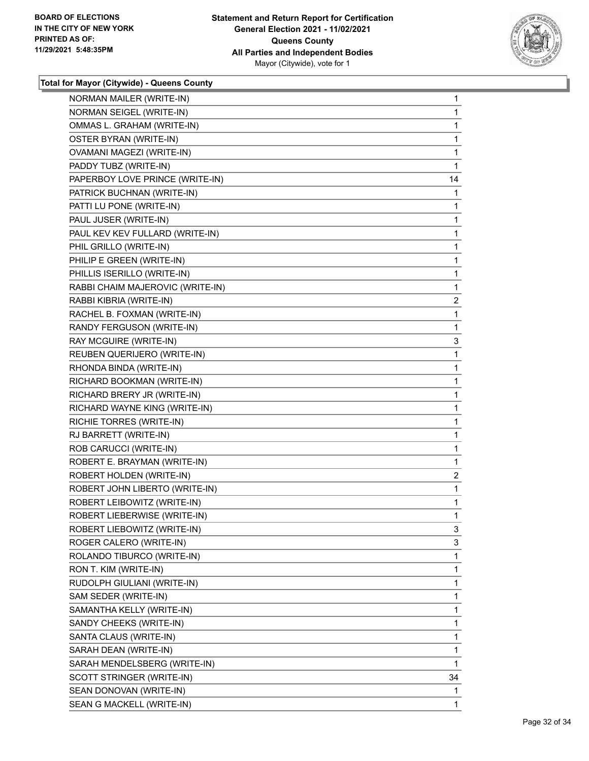**Total for Mayor (Citywide) - Queens County**

| | |
|---|---|
| NORMAN MAILER (WRITE-IN) | 1 |
| NORMAN SEIGEL (WRITE-IN) | 1 |
| OMMAS L. GRAHAM (WRITE-IN) | 1 |
| OSTER BYRAN (WRITE-IN) | 1 |
| OVAMANI MAGEZI (WRITE-IN) | 1 |
| PADDY TUBZ (WRITE-IN) | 1 |
| PAPERBOY LOVE PRINCE (WRITE-IN) | 14 |
| PATRICK BUCHNAN (WRITE-IN) | 1 |
| PATTI LU PONE (WRITE-IN) | 1 |
| PAUL JUSER (WRITE-IN) | 1 |
| PAUL KEV KEV FULLARD (WRITE-IN) | 1 |
| PHIL GRILLO (WRITE-IN) | 1 |
| PHILIP E GREEN (WRITE-IN) | 1 |
| PHILLIS ISERILLO (WRITE-IN) | 1 |
| RABBI CHAIM MAJEROVIC (WRITE-IN) | 1 |
| RABBI KIBRIA (WRITE-IN) | 2 |
| RACHEL B. FOXMAN (WRITE-IN) | 1 |
| RANDY FERGUSON (WRITE-IN) | 1 |
| RAY MCGUIRE (WRITE-IN) | 3 |
| REUBEN QUERIJERO (WRITE-IN) | 1 |
| RHONDA BINDA (WRITE-IN) | 1 |
| RICHARD BOOKMAN (WRITE-IN) | 1 |
| RICHARD BRERY JR (WRITE-IN) | 1 |
| RICHARD WAYNE KING (WRITE-IN) | 1 |
| RICHIE TORRES (WRITE-IN) | 1 |
| RJ BARRETT (WRITE-IN) | 1 |
| ROB CARUCCI (WRITE-IN) | 1 |
| ROBERT E. BRAYMAN (WRITE-IN) | 1 |
| ROBERT HOLDEN (WRITE-IN) | 2 |
| ROBERT JOHN LIBERTO (WRITE-IN) | 1 |
| ROBERT LEIBOWITZ (WRITE-IN) | 1 |
| ROBERT LIEBERWISE (WRITE-IN) | 1 |
| ROBERT LIEBOWITZ (WRITE-IN) | 3 |
| ROGER CALERO (WRITE-IN) | 3 |
| ROLANDO TIBURCO (WRITE-IN) | 1 |
| RON T. KIM (WRITE-IN) | 1 |
| RUDOLPH GIULIANI (WRITE-IN) | 1 |
| SAM SEDER (WRITE-IN) | 1 |
| SAMANTHA KELLY (WRITE-IN) | 1 |
| SANDY CHEEKS (WRITE-IN) | 1 |
| SANTA CLAUS (WRITE-IN) | 1 |
| SARAH DEAN (WRITE-IN) | 1 |
| SARAH MENDELSBERG (WRITE-IN) | 1 |
| SCOTT STRINGER (WRITE-IN) | 34 |
| SEAN DONOVAN (WRITE-IN) | 1 |
| SEAN G MACKELL (WRITE-IN) | 1 |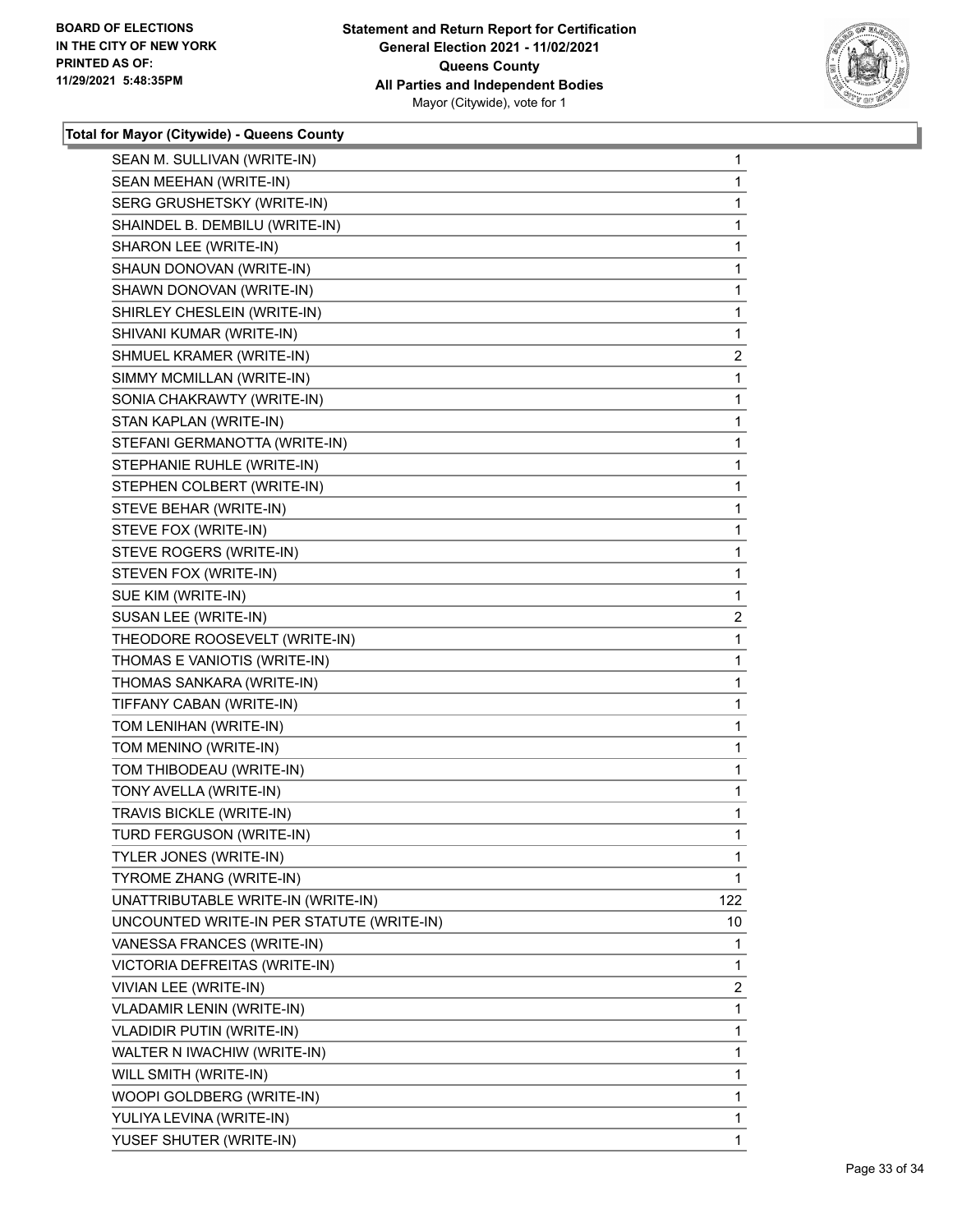### Total for Mayor (Citywide) - Queens County

| | |
|---|---|
| SEAN M. SULLIVAN (WRITE-IN) | 1 |
| SEAN MEEHAN (WRITE-IN) | 1 |
| SERG GRUSHETSKY (WRITE-IN) | 1 |
| SHAINDEL B. DEMBILU (WRITE-IN) | 1 |
| SHARON LEE (WRITE-IN) | 1 |
| SHAUN DONOVAN (WRITE-IN) | 1 |
| SHAWN DONOVAN (WRITE-IN) | 1 |
| SHIRLEY CHESLEIN (WRITE-IN) | 1 |
| SHIVANI KUMAR (WRITE-IN) | 1 |
| SHMUEL KRAMER (WRITE-IN) | 2 |
| SIMMY MCMILLAN (WRITE-IN) | 1 |
| SONIA CHAKRAWTY (WRITE-IN) | 1 |
| STAN KAPLAN (WRITE-IN) | 1 |
| STEFANI GERMANOTTA (WRITE-IN) | 1 |
| STEPHANIE RUHLE (WRITE-IN) | 1 |
| STEPHEN COLBERT (WRITE-IN) | 1 |
| STEVE BEHAR (WRITE-IN) | 1 |
| STEVE FOX (WRITE-IN) | 1 |
| STEVE ROGERS (WRITE-IN) | 1 |
| STEVEN FOX (WRITE-IN) | 1 |
| SUE KIM (WRITE-IN) | 1 |
| SUSAN LEE (WRITE-IN) | 2 |
| THEODORE ROOSEVELT (WRITE-IN) | 1 |
| THOMAS E VANIOTIS (WRITE-IN) | 1 |
| THOMAS SANKARA (WRITE-IN) | 1 |
| TIFFANY CABAN (WRITE-IN) | 1 |
| TOM LENIHAN (WRITE-IN) | 1 |
| TOM MENINO (WRITE-IN) | 1 |
| TOM THIBODEAU (WRITE-IN) | 1 |
| TONY AVELLA (WRITE-IN) | 1 |
| TRAVIS BICKLE (WRITE-IN) | 1 |
| TURD FERGUSON (WRITE-IN) | 1 |
| TYLER JONES (WRITE-IN) | 1 |
| TYROME ZHANG (WRITE-IN) | 1 |
| UNATTRIBUTABLE WRITE-IN (WRITE-IN) | 122 |
| UNCOUNTED WRITE-IN PER STATUTE (WRITE-IN) | 10 |
| VANESSA FRANCES (WRITE-IN) | 1 |
| VICTORIA DEFREITAS (WRITE-IN) | 1 |
| VIVIAN LEE (WRITE-IN) | 2 |
| VLADAMIR LENIN (WRITE-IN) | 1 |
| VLADIDIR PUTIN (WRITE-IN) | 1 |
| WALTER N IWACHIW (WRITE-IN) | 1 |
| WILL SMITH (WRITE-IN) | 1 |
| WOOPI GOLDBERG (WRITE-IN) | 1 |
| YULIYA LEVINA (WRITE-IN) | 1 |
| YUSEF SHUTER (WRITE-IN) | 1 |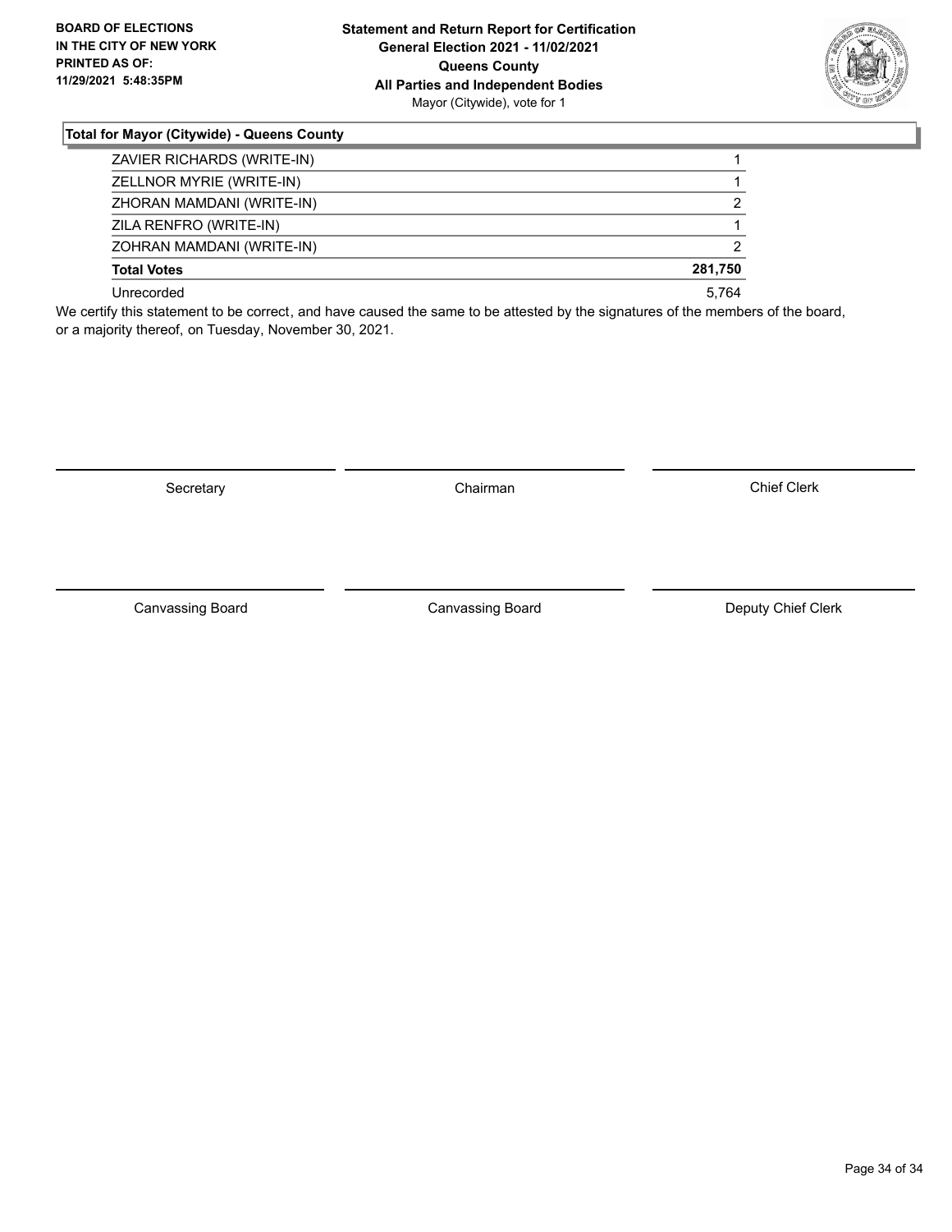**BOARD OF ELECTIONS IN THE CITY OF NEW YORK PRINTED AS OF: 11/29/2021 5:48:35PM**

**Statement and Return Report for Certification General Election 2021 - 11/02/2021 Queens County All Parties and Independent Bodies**
Mayor (Citywide), vote for 1

### Total for Mayor (Citywide) - Queens County

| | |
|---|---|
| ZAVIER RICHARDS (WRITE-IN) | 1 |
| ZELLNOR MYRIE (WRITE-IN) | 1 |
| ZHORAN MAMDANI (WRITE-IN) | 2 |
| ZILA RENFRO (WRITE-IN) | 1 |
| ZOHRAN MAMDANI (WRITE-IN) | 2 |
| **Total Votes** | **281,750** |
| Unrecorded | 5,764 |

We certify this statement to be correct, and have caused the same to be attested by the signatures of the members of the board, or a majority thereof, on Tuesday, November 30, 2021.

Secretary — Chairman — Chief Clerk

Canvassing Board — Canvassing Board — Deputy Chief Clerk